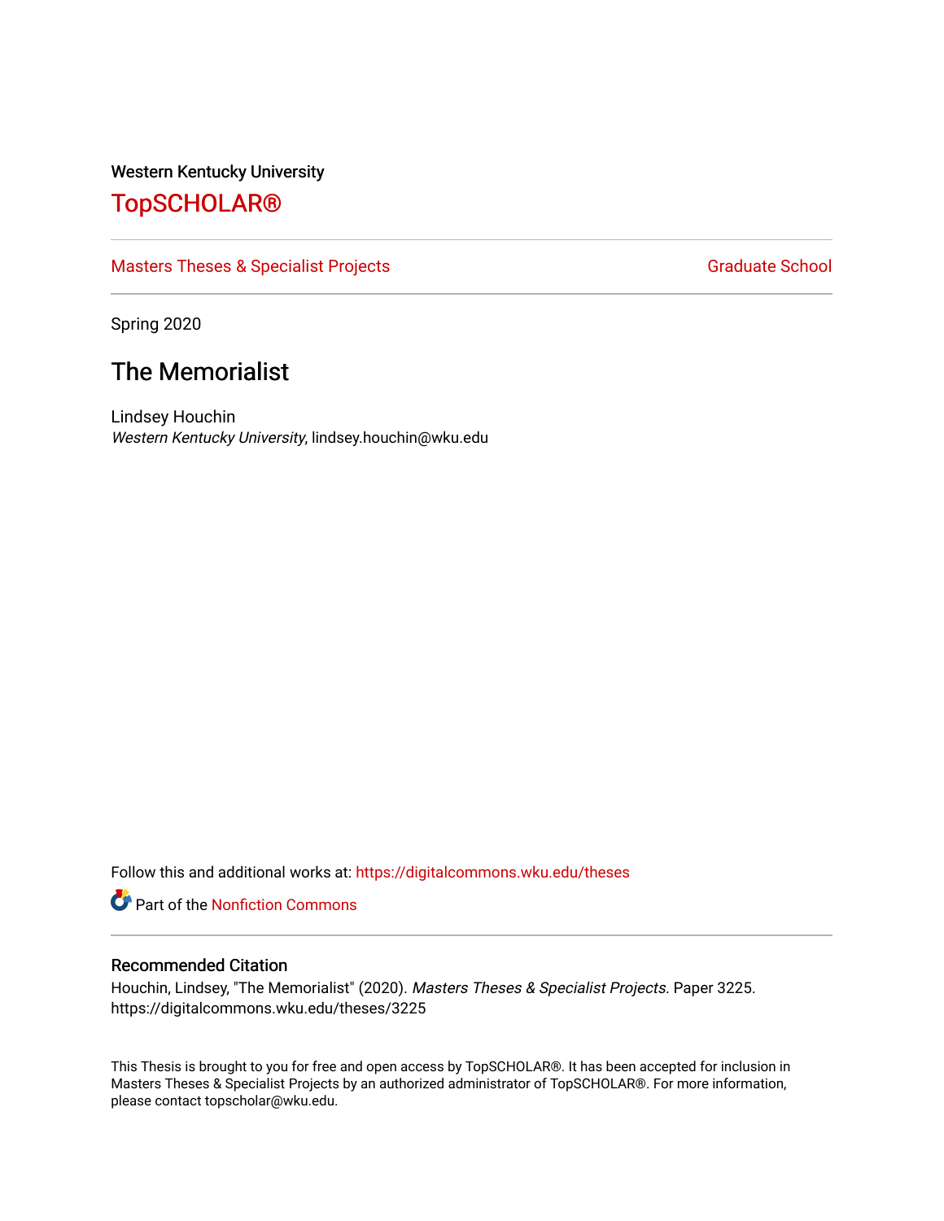Western Kentucky University

# TopSCHOLAR®

Masters Theses & Specialist Projects | Graduate School

Spring 2020

## The Memorialist

Lindsey Houchin
*Western Kentucky University*, lindsey.houchin@wku.edu

Follow this and additional works at: https://digitalcommons.wku.edu/theses

Part of the Nonfiction Commons

### Recommended Citation

Houchin, Lindsey, "The Memorialist" (2020). *Masters Theses & Specialist Projects.* Paper 3225.
https://digitalcommons.wku.edu/theses/3225

This Thesis is brought to you for free and open access by TopSCHOLAR®. It has been accepted for inclusion in Masters Theses & Specialist Projects by an authorized administrator of TopSCHOLAR®. For more information, please contact topscholar@wku.edu.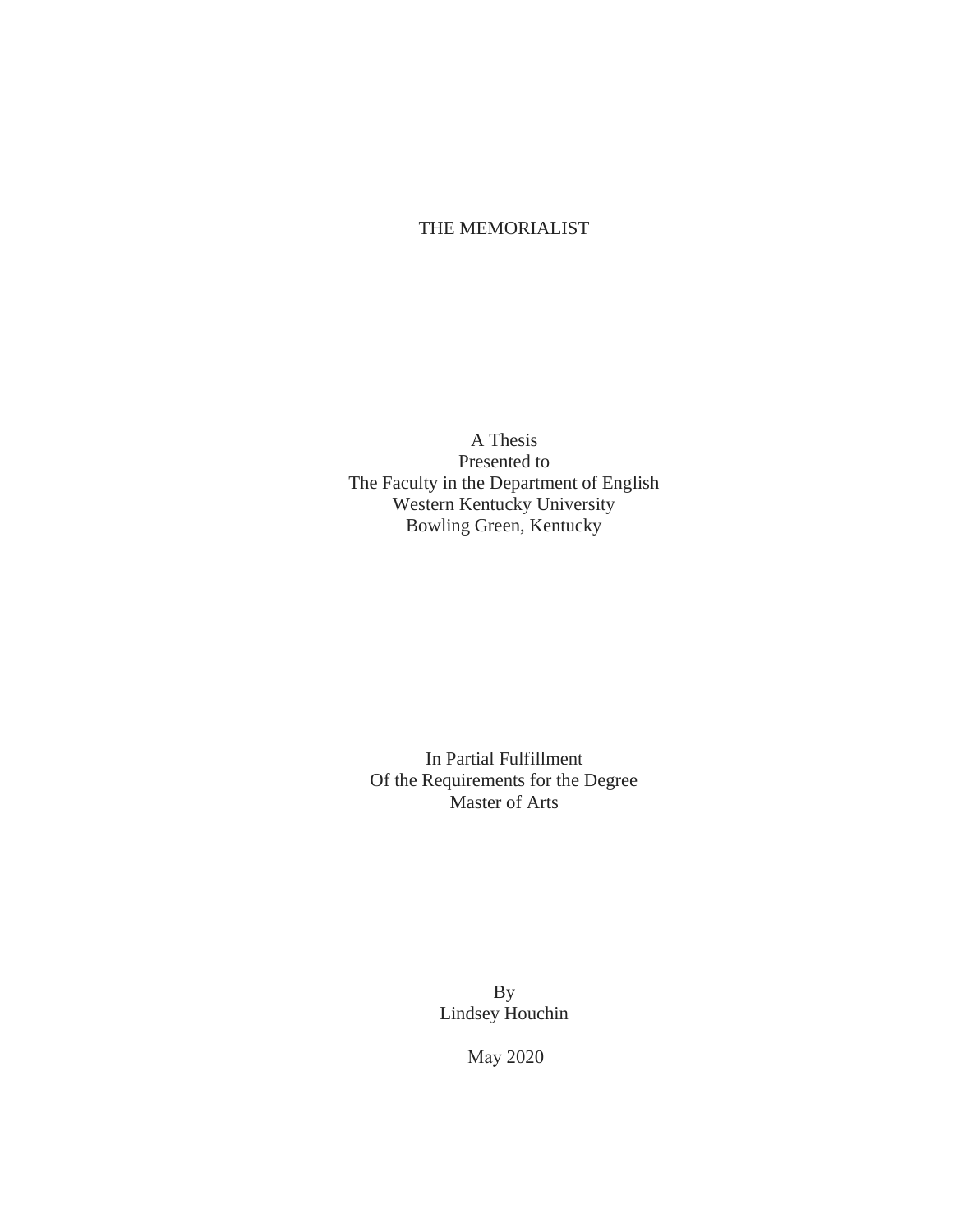# THE MEMORIALIST

A Thesis
Presented to
The Faculty in the Department of English
Western Kentucky University
Bowling Green, Kentucky

In Partial Fulfillment
Of the Requirements for the Degree
Master of Arts

By
Lindsey Houchin

May 2020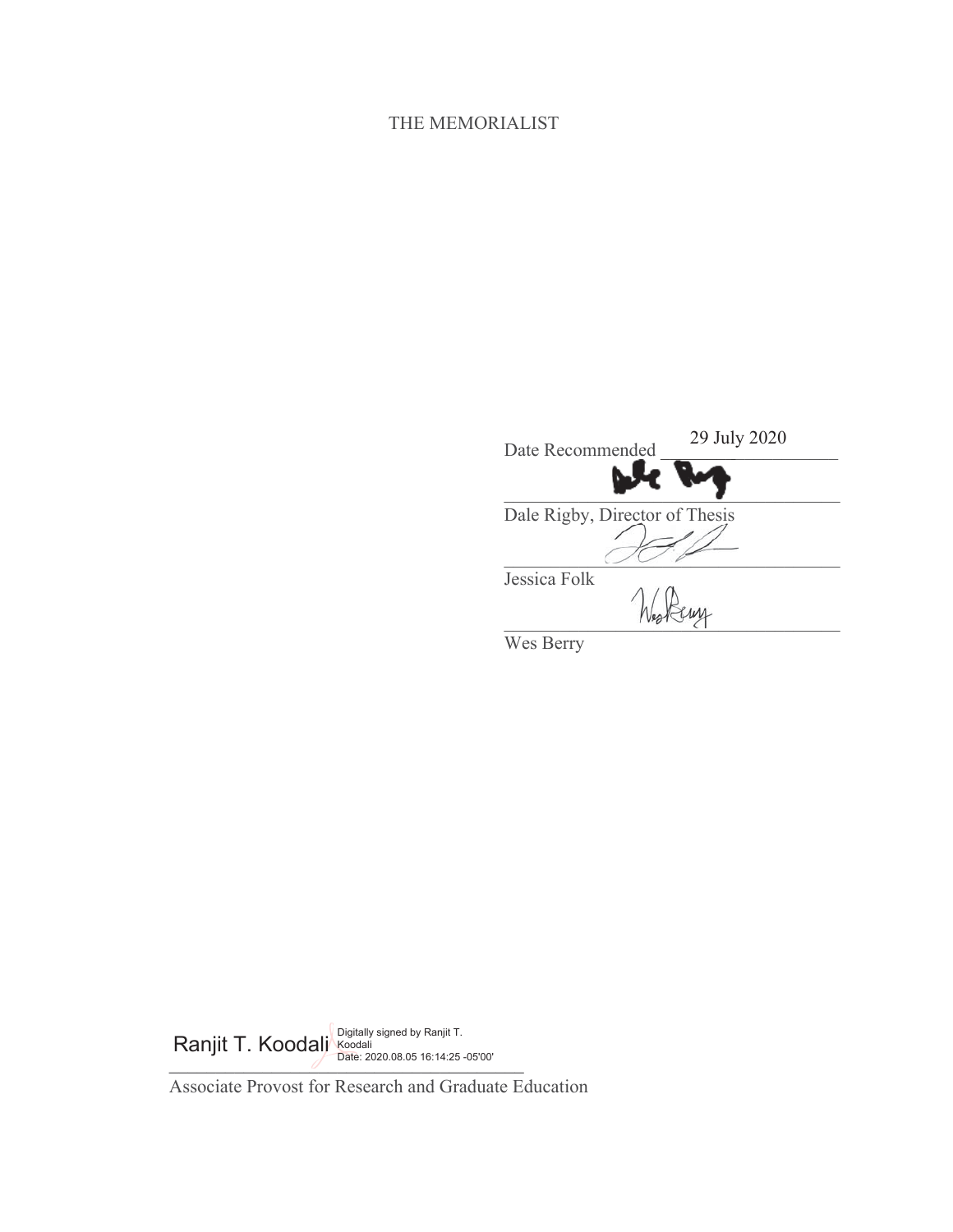THE MEMORIALIST

Date Recommended 29 July 2020

Dale Rigby, Director of Thesis

Jessica Folk

Wes Berry

Ranjit T. Koodali Digitally signed by Ranjit T. Koodali Date: 2020.08.05 16:14:25 -05'00'

Associate Provost for Research and Graduate Education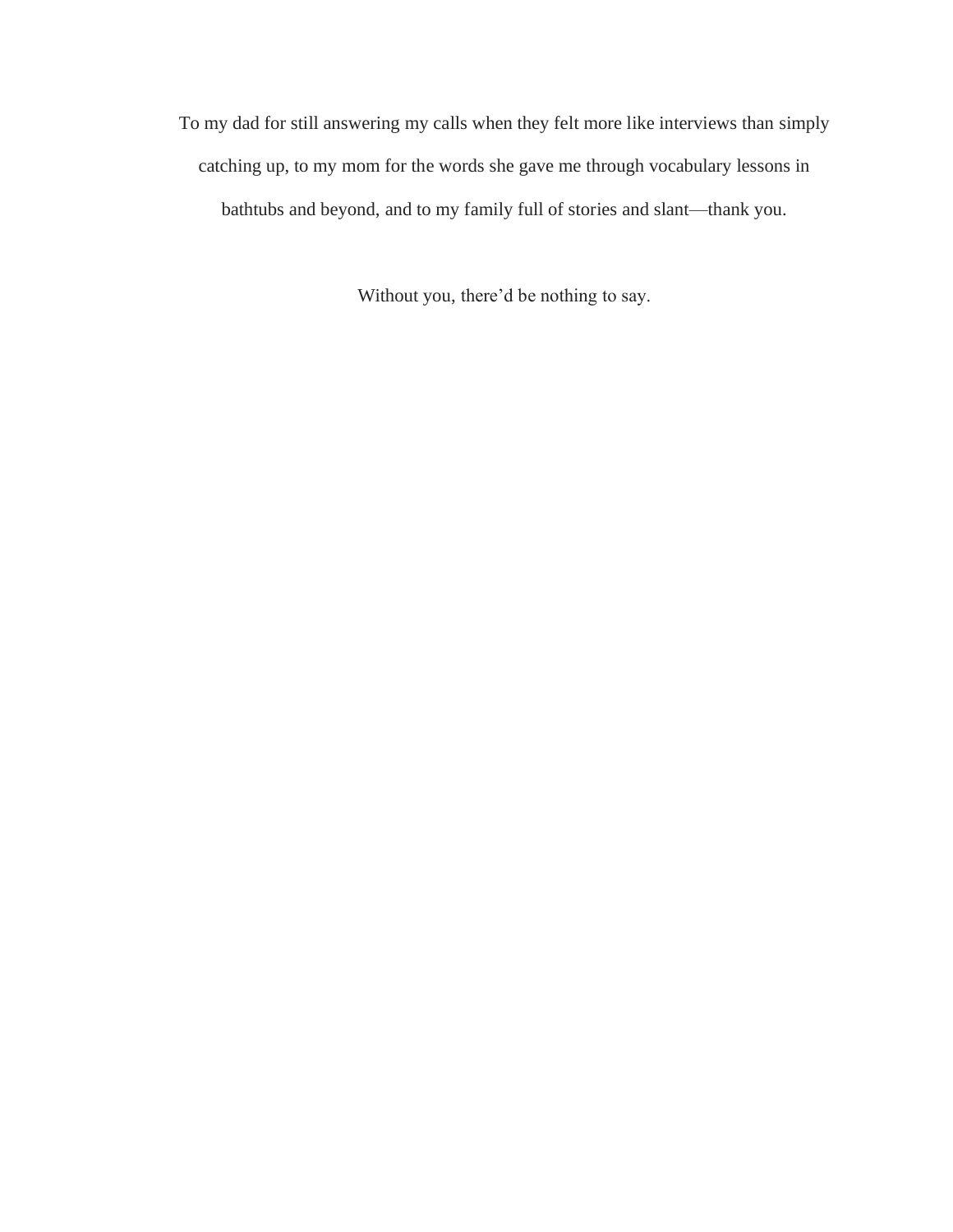To my dad for still answering my calls when they felt more like interviews than simply catching up, to my mom for the words she gave me through vocabulary lessons in bathtubs and beyond, and to my family full of stories and slant—thank you.

Without you, there'd be nothing to say.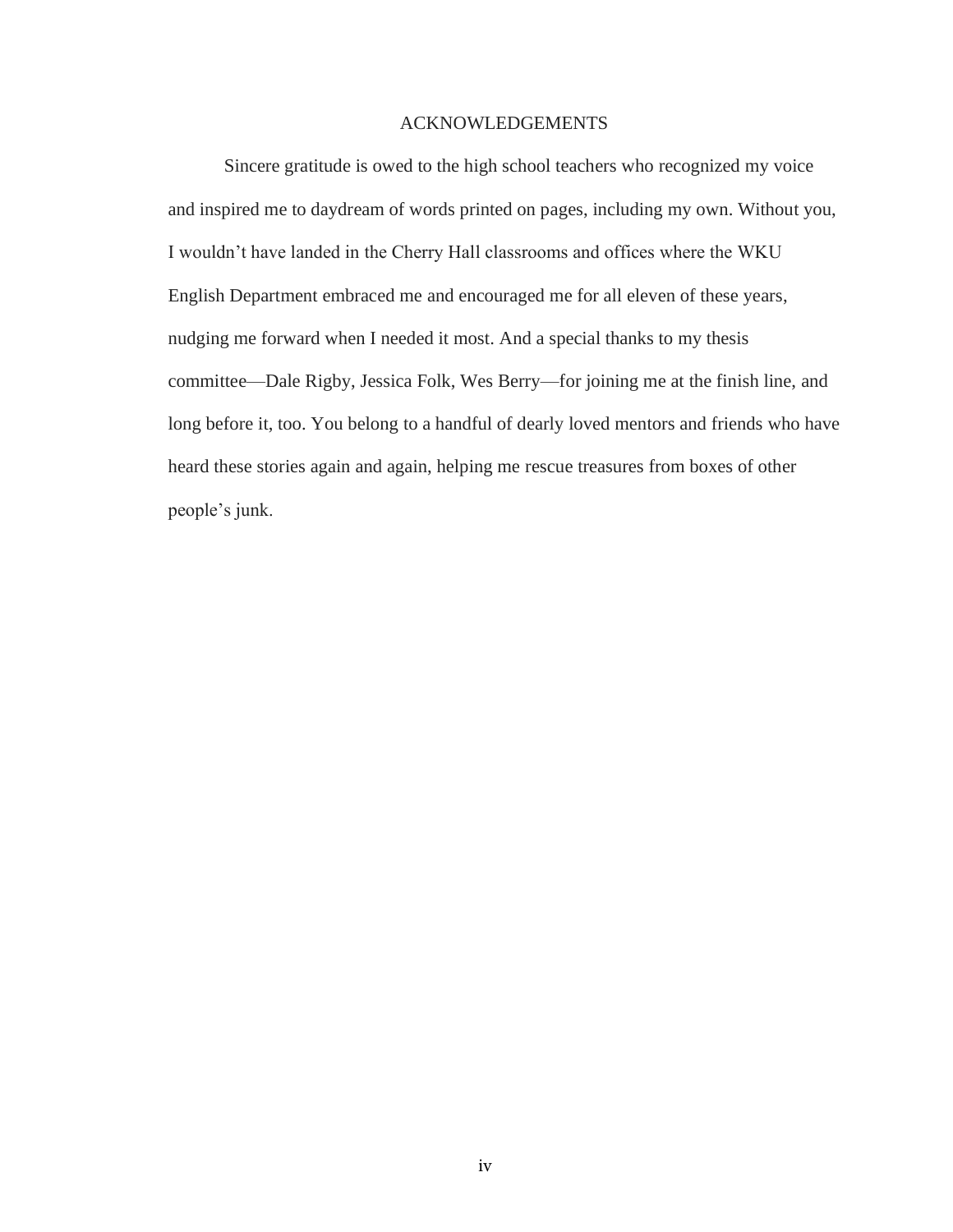# ACKNOWLEDGEMENTS

Sincere gratitude is owed to the high school teachers who recognized my voice and inspired me to daydream of words printed on pages, including my own. Without you, I wouldn't have landed in the Cherry Hall classrooms and offices where the WKU English Department embraced me and encouraged me for all eleven of these years, nudging me forward when I needed it most. And a special thanks to my thesis committee—Dale Rigby, Jessica Folk, Wes Berry—for joining me at the finish line, and long before it, too. You belong to a handful of dearly loved mentors and friends who have heard these stories again and again, helping me rescue treasures from boxes of other people's junk.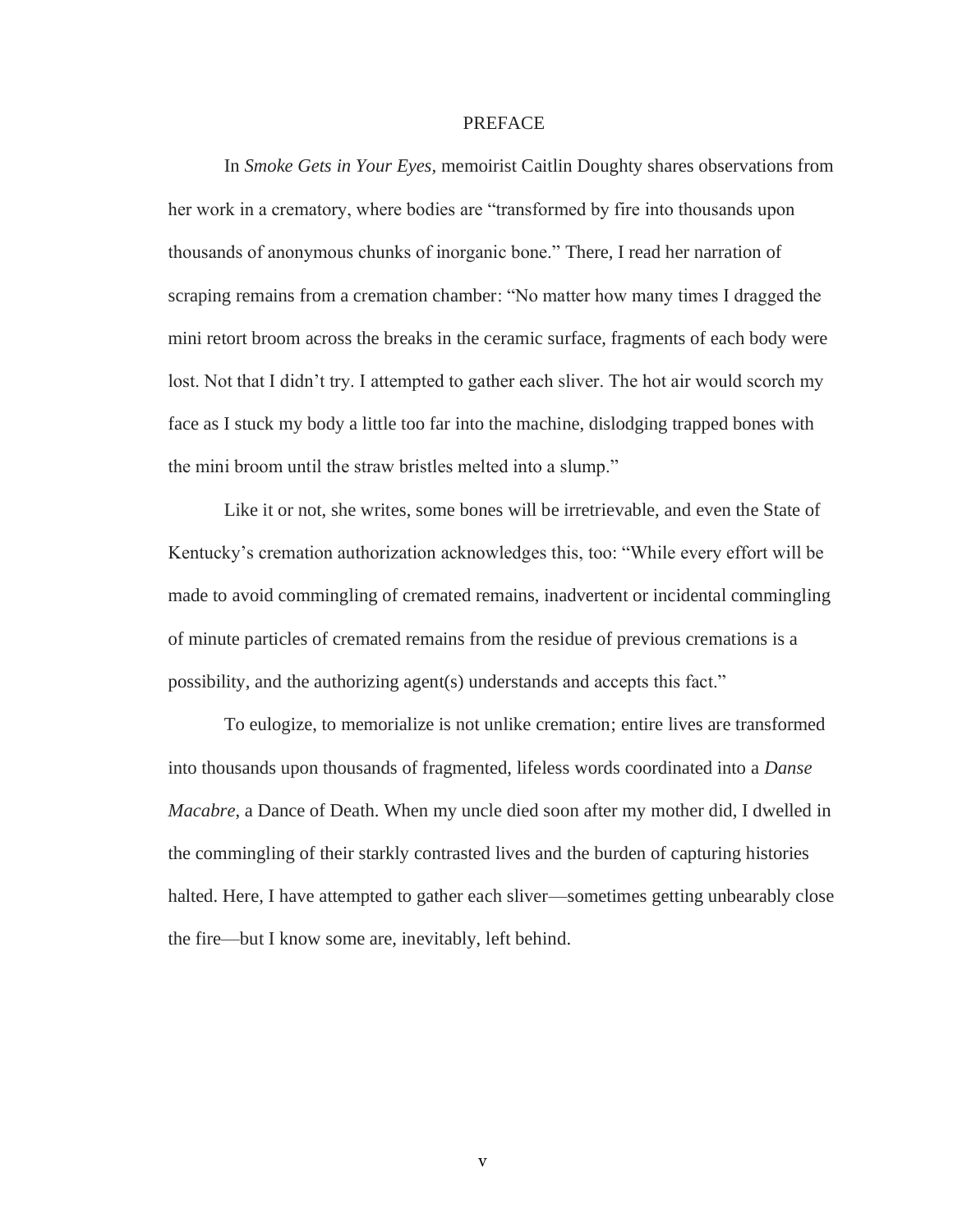# PREFACE

In *Smoke Gets in Your Eyes*, memoirist Caitlin Doughty shares observations from her work in a crematory, where bodies are "transformed by fire into thousands upon thousands of anonymous chunks of inorganic bone." There, I read her narration of scraping remains from a cremation chamber: "No matter how many times I dragged the mini retort broom across the breaks in the ceramic surface, fragments of each body were lost. Not that I didn't try. I attempted to gather each sliver. The hot air would scorch my face as I stuck my body a little too far into the machine, dislodging trapped bones with the mini broom until the straw bristles melted into a slump."

Like it or not, she writes, some bones will be irretrievable, and even the State of Kentucky's cremation authorization acknowledges this, too: "While every effort will be made to avoid commingling of cremated remains, inadvertent or incidental commingling of minute particles of cremated remains from the residue of previous cremations is a possibility, and the authorizing agent(s) understands and accepts this fact."

To eulogize, to memorialize is not unlike cremation; entire lives are transformed into thousands upon thousands of fragmented, lifeless words coordinated into a *Danse Macabre*, a Dance of Death. When my uncle died soon after my mother did, I dwelled in the commingling of their starkly contrasted lives and the burden of capturing histories halted. Here, I have attempted to gather each sliver—sometimes getting unbearably close the fire—but I know some are, inevitably, left behind.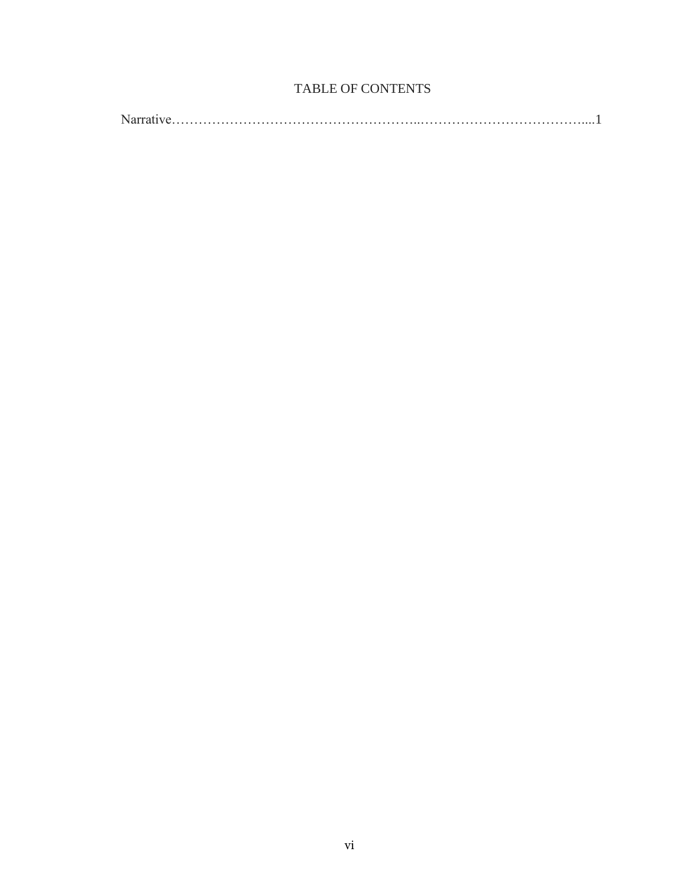# TABLE OF CONTENTS

Narrative……………………………………………………..………………………………....1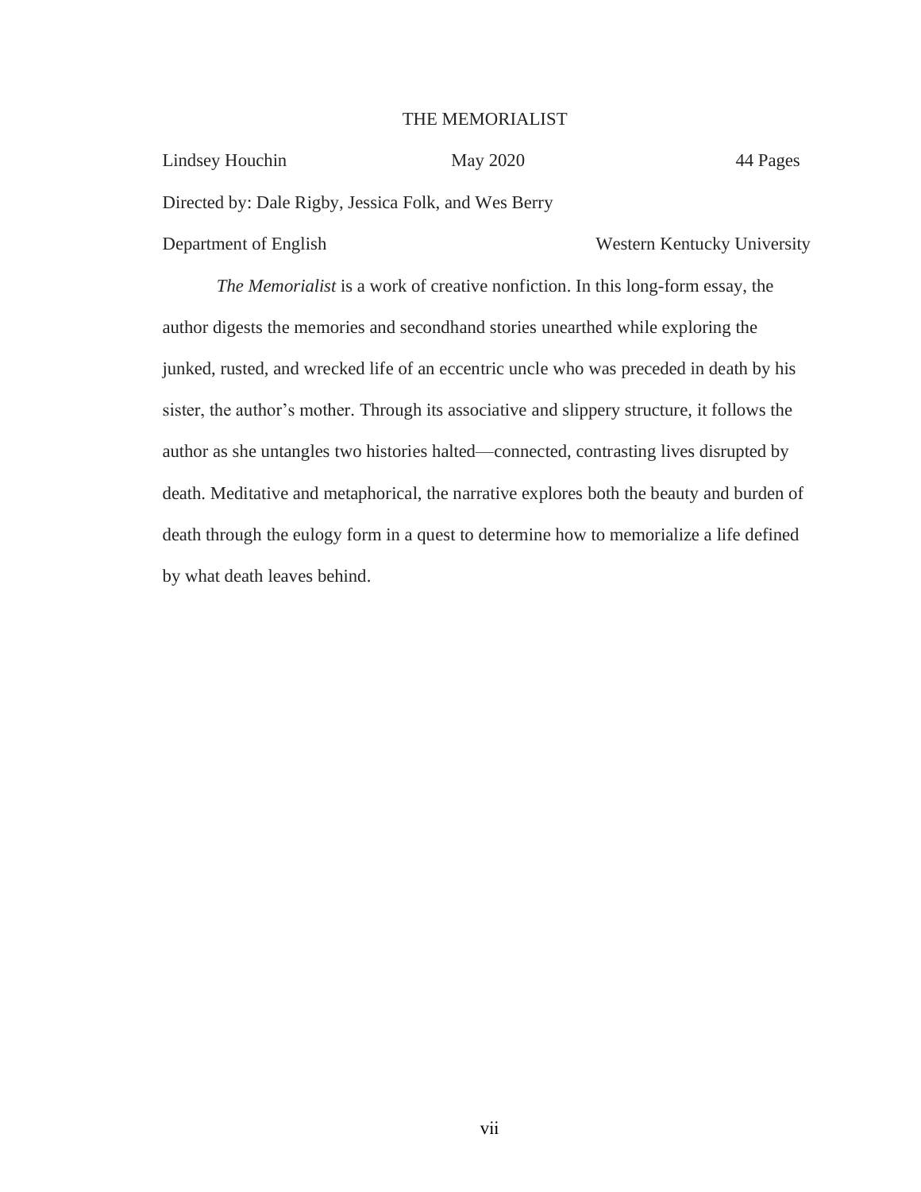# THE MEMORIALIST

Lindsey Houchin May 2020 44 Pages

Directed by: Dale Rigby, Jessica Folk, and Wes Berry

Department of English Western Kentucky University

*The Memorialist* is a work of creative nonfiction. In this long-form essay, the author digests the memories and secondhand stories unearthed while exploring the junked, rusted, and wrecked life of an eccentric uncle who was preceded in death by his sister, the author's mother. Through its associative and slippery structure, it follows the author as she untangles two histories halted—connected, contrasting lives disrupted by death. Meditative and metaphorical, the narrative explores both the beauty and burden of death through the eulogy form in a quest to determine how to memorialize a life defined by what death leaves behind.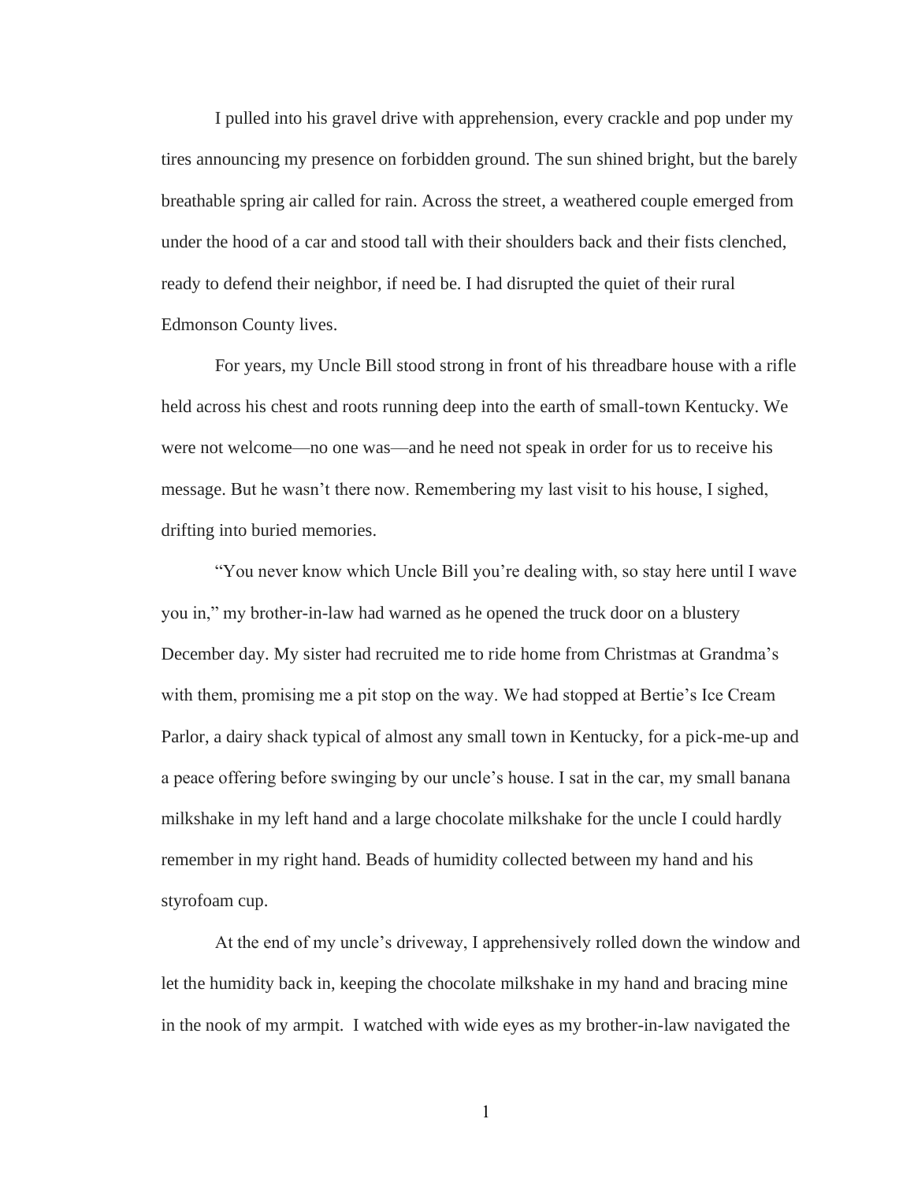I pulled into his gravel drive with apprehension, every crackle and pop under my tires announcing my presence on forbidden ground. The sun shined bright, but the barely breathable spring air called for rain. Across the street, a weathered couple emerged from under the hood of a car and stood tall with their shoulders back and their fists clenched, ready to defend their neighbor, if need be. I had disrupted the quiet of their rural Edmonson County lives.

For years, my Uncle Bill stood strong in front of his threadbare house with a rifle held across his chest and roots running deep into the earth of small-town Kentucky. We were not welcome—no one was—and he need not speak in order for us to receive his message. But he wasn't there now. Remembering my last visit to his house, I sighed, drifting into buried memories.

"You never know which Uncle Bill you're dealing with, so stay here until I wave you in," my brother-in-law had warned as he opened the truck door on a blustery December day. My sister had recruited me to ride home from Christmas at Grandma's with them, promising me a pit stop on the way. We had stopped at Bertie's Ice Cream Parlor, a dairy shack typical of almost any small town in Kentucky, for a pick-me-up and a peace offering before swinging by our uncle's house. I sat in the car, my small banana milkshake in my left hand and a large chocolate milkshake for the uncle I could hardly remember in my right hand. Beads of humidity collected between my hand and his styrofoam cup.

At the end of my uncle's driveway, I apprehensively rolled down the window and let the humidity back in, keeping the chocolate milkshake in my hand and bracing mine in the nook of my armpit. I watched with wide eyes as my brother-in-law navigated the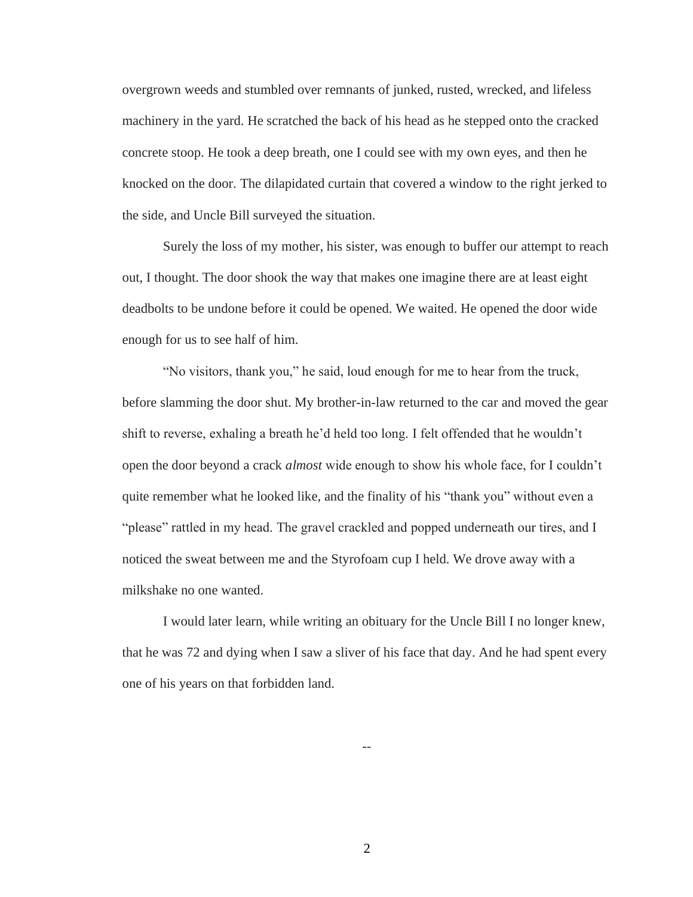overgrown weeds and stumbled over remnants of junked, rusted, wrecked, and lifeless machinery in the yard. He scratched the back of his head as he stepped onto the cracked concrete stoop. He took a deep breath, one I could see with my own eyes, and then he knocked on the door. The dilapidated curtain that covered a window to the right jerked to the side, and Uncle Bill surveyed the situation.

Surely the loss of my mother, his sister, was enough to buffer our attempt to reach out, I thought. The door shook the way that makes one imagine there are at least eight deadbolts to be undone before it could be opened. We waited. He opened the door wide enough for us to see half of him.

"No visitors, thank you," he said, loud enough for me to hear from the truck, before slamming the door shut. My brother-in-law returned to the car and moved the gear shift to reverse, exhaling a breath he'd held too long. I felt offended that he wouldn't open the door beyond a crack *almost* wide enough to show his whole face, for I couldn't quite remember what he looked like, and the finality of his "thank you" without even a "please" rattled in my head. The gravel crackled and popped underneath our tires, and I noticed the sweat between me and the Styrofoam cup I held. We drove away with a milkshake no one wanted.

I would later learn, while writing an obituary for the Uncle Bill I no longer knew, that he was 72 and dying when I saw a sliver of his face that day. And he had spent every one of his years on that forbidden land.

--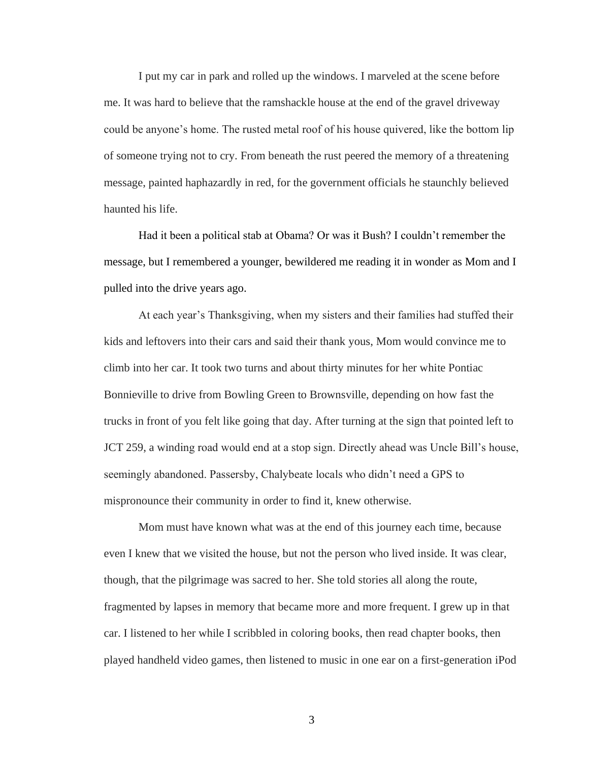I put my car in park and rolled up the windows. I marveled at the scene before me. It was hard to believe that the ramshackle house at the end of the gravel driveway could be anyone's home. The rusted metal roof of his house quivered, like the bottom lip of someone trying not to cry. From beneath the rust peered the memory of a threatening message, painted haphazardly in red, for the government officials he staunchly believed haunted his life.

Had it been a political stab at Obama? Or was it Bush? I couldn't remember the message, but I remembered a younger, bewildered me reading it in wonder as Mom and I pulled into the drive years ago.

At each year's Thanksgiving, when my sisters and their families had stuffed their kids and leftovers into their cars and said their thank yous, Mom would convince me to climb into her car. It took two turns and about thirty minutes for her white Pontiac Bonnieville to drive from Bowling Green to Brownsville, depending on how fast the trucks in front of you felt like going that day. After turning at the sign that pointed left to JCT 259, a winding road would end at a stop sign. Directly ahead was Uncle Bill's house, seemingly abandoned. Passersby, Chalybeate locals who didn't need a GPS to mispronounce their community in order to find it, knew otherwise.

Mom must have known what was at the end of this journey each time, because even I knew that we visited the house, but not the person who lived inside. It was clear, though, that the pilgrimage was sacred to her. She told stories all along the route, fragmented by lapses in memory that became more and more frequent. I grew up in that car. I listened to her while I scribbled in coloring books, then read chapter books, then played handheld video games, then listened to music in one ear on a first-generation iPod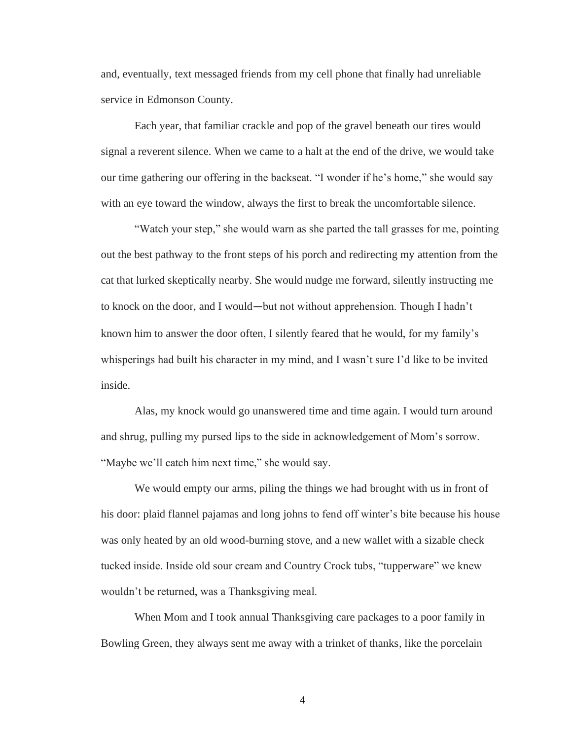and, eventually, text messaged friends from my cell phone that finally had unreliable service in Edmonson County.

Each year, that familiar crackle and pop of the gravel beneath our tires would signal a reverent silence. When we came to a halt at the end of the drive, we would take our time gathering our offering in the backseat. "I wonder if he's home," she would say with an eye toward the window, always the first to break the uncomfortable silence.

"Watch your step," she would warn as she parted the tall grasses for me, pointing out the best pathway to the front steps of his porch and redirecting my attention from the cat that lurked skeptically nearby. She would nudge me forward, silently instructing me to knock on the door, and I would—but not without apprehension. Though I hadn't known him to answer the door often, I silently feared that he would, for my family's whisperings had built his character in my mind, and I wasn't sure I'd like to be invited inside.

Alas, my knock would go unanswered time and time again. I would turn around and shrug, pulling my pursed lips to the side in acknowledgement of Mom's sorrow. "Maybe we'll catch him next time," she would say.

We would empty our arms, piling the things we had brought with us in front of his door: plaid flannel pajamas and long johns to fend off winter's bite because his house was only heated by an old wood-burning stove, and a new wallet with a sizable check tucked inside. Inside old sour cream and Country Crock tubs, "tupperware" we knew wouldn't be returned, was a Thanksgiving meal.

When Mom and I took annual Thanksgiving care packages to a poor family in Bowling Green, they always sent me away with a trinket of thanks, like the porcelain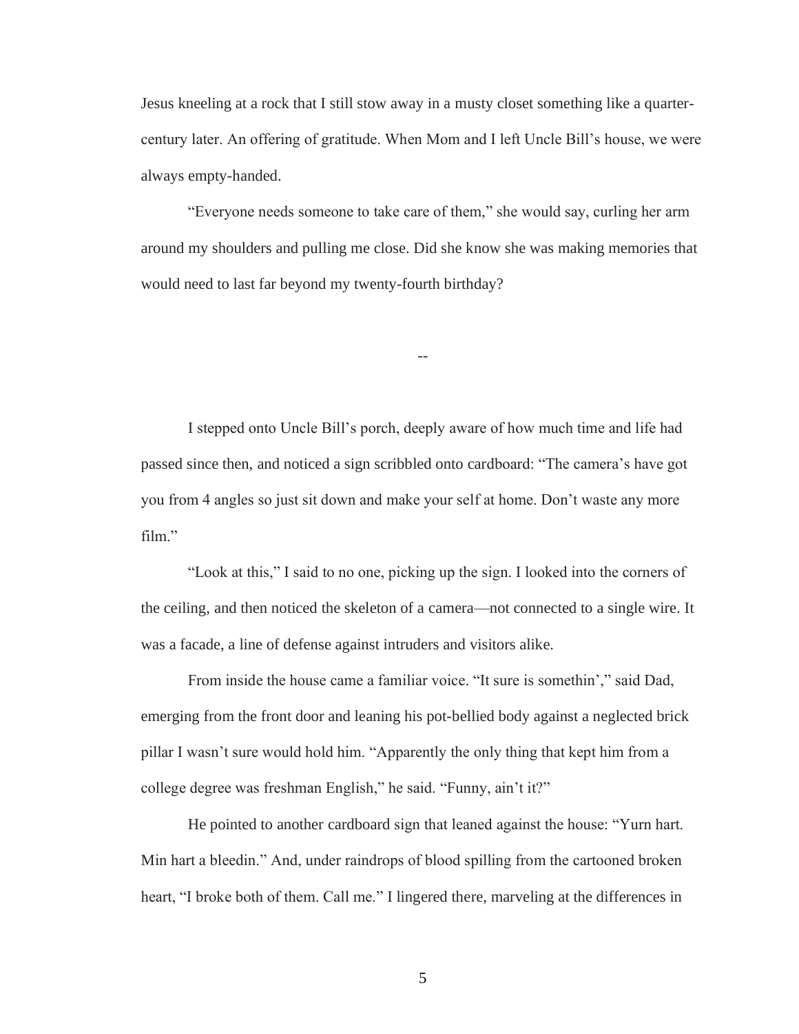Jesus kneeling at a rock that I still stow away in a musty closet something like a quarter-century later. An offering of gratitude. When Mom and I left Uncle Bill's house, we were always empty-handed.

"Everyone needs someone to take care of them," she would say, curling her arm around my shoulders and pulling me close. Did she know she was making memories that would need to last far beyond my twenty-fourth birthday?

--

I stepped onto Uncle Bill's porch, deeply aware of how much time and life had passed since then, and noticed a sign scribbled onto cardboard: "The camera's have got you from 4 angles so just sit down and make your self at home. Don't waste any more film."

"Look at this," I said to no one, picking up the sign. I looked into the corners of the ceiling, and then noticed the skeleton of a camera—not connected to a single wire. It was a facade, a line of defense against intruders and visitors alike.

From inside the house came a familiar voice. "It sure is somethin'," said Dad, emerging from the front door and leaning his pot-bellied body against a neglected brick pillar I wasn't sure would hold him. "Apparently the only thing that kept him from a college degree was freshman English," he said. "Funny, ain't it?"

He pointed to another cardboard sign that leaned against the house: "Yurn hart. Min hart a bleedin." And, under raindrops of blood spilling from the cartooned broken heart, "I broke both of them. Call me." I lingered there, marveling at the differences in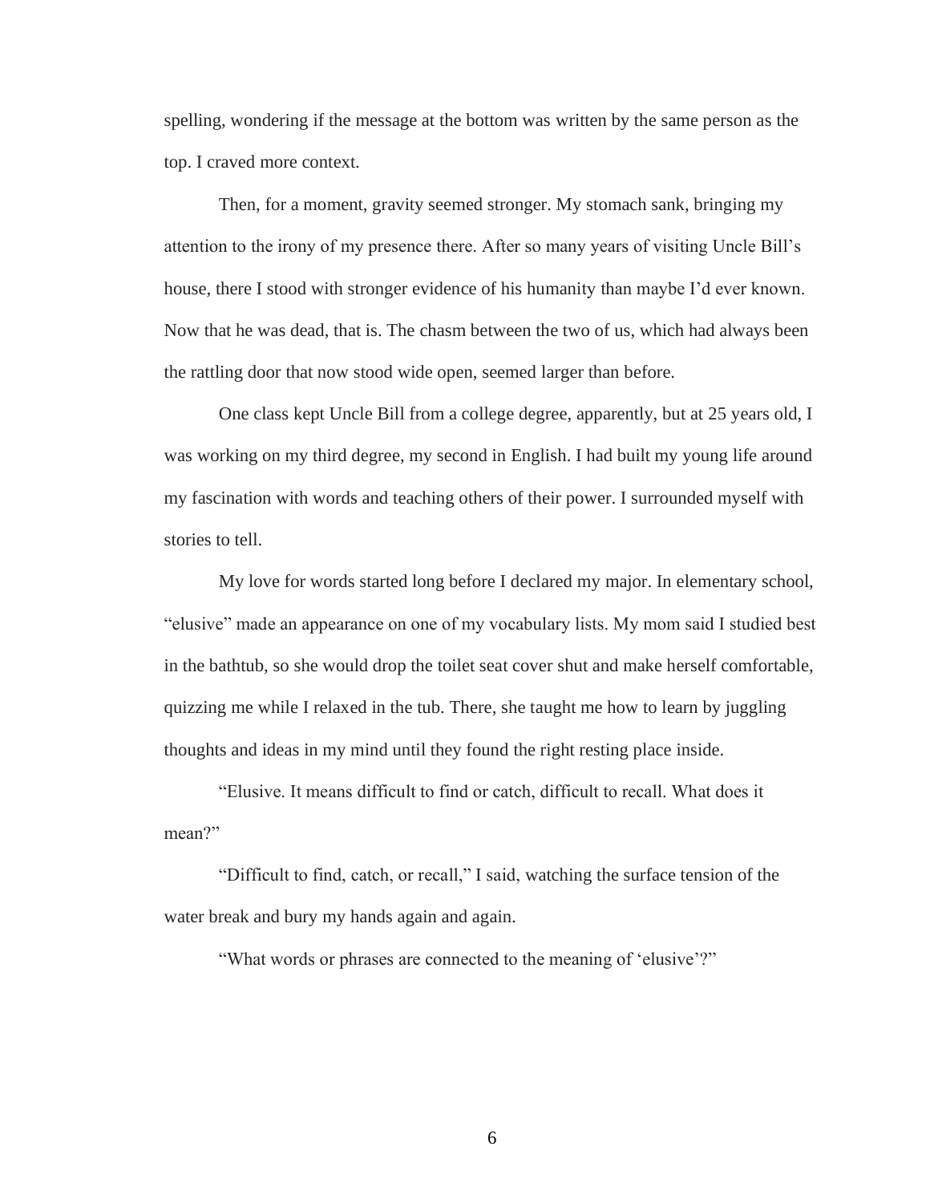spelling, wondering if the message at the bottom was written by the same person as the top. I craved more context.

Then, for a moment, gravity seemed stronger. My stomach sank, bringing my attention to the irony of my presence there. After so many years of visiting Uncle Bill's house, there I stood with stronger evidence of his humanity than maybe I'd ever known. Now that he was dead, that is. The chasm between the two of us, which had always been the rattling door that now stood wide open, seemed larger than before.

One class kept Uncle Bill from a college degree, apparently, but at 25 years old, I was working on my third degree, my second in English. I had built my young life around my fascination with words and teaching others of their power. I surrounded myself with stories to tell.

My love for words started long before I declared my major. In elementary school, "elusive" made an appearance on one of my vocabulary lists. My mom said I studied best in the bathtub, so she would drop the toilet seat cover shut and make herself comfortable, quizzing me while I relaxed in the tub. There, she taught me how to learn by juggling thoughts and ideas in my mind until they found the right resting place inside.

"Elusive. It means difficult to find or catch, difficult to recall. What does it mean?"

"Difficult to find, catch, or recall," I said, watching the surface tension of the water break and bury my hands again and again.

"What words or phrases are connected to the meaning of 'elusive'?"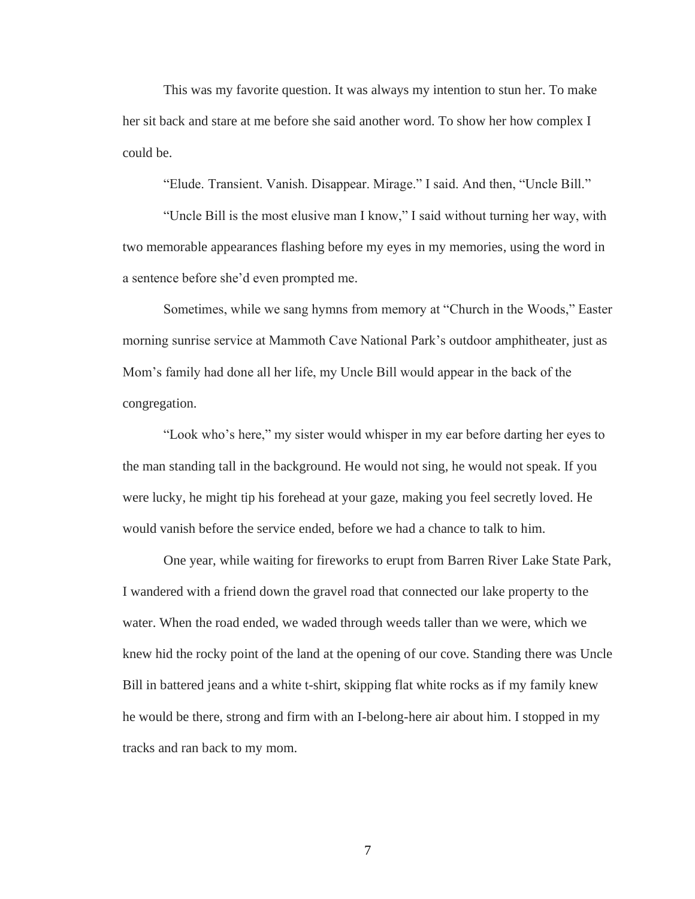This was my favorite question. It was always my intention to stun her. To make her sit back and stare at me before she said another word. To show her how complex I could be.

"Elude. Transient. Vanish. Disappear. Mirage." I said. And then, "Uncle Bill."

"Uncle Bill is the most elusive man I know," I said without turning her way, with two memorable appearances flashing before my eyes in my memories, using the word in a sentence before she'd even prompted me.

Sometimes, while we sang hymns from memory at "Church in the Woods," Easter morning sunrise service at Mammoth Cave National Park's outdoor amphitheater, just as Mom's family had done all her life, my Uncle Bill would appear in the back of the congregation.

"Look who's here," my sister would whisper in my ear before darting her eyes to the man standing tall in the background. He would not sing, he would not speak. If you were lucky, he might tip his forehead at your gaze, making you feel secretly loved. He would vanish before the service ended, before we had a chance to talk to him.

One year, while waiting for fireworks to erupt from Barren River Lake State Park, I wandered with a friend down the gravel road that connected our lake property to the water. When the road ended, we waded through weeds taller than we were, which we knew hid the rocky point of the land at the opening of our cove. Standing there was Uncle Bill in battered jeans and a white t-shirt, skipping flat white rocks as if my family knew he would be there, strong and firm with an I-belong-here air about him. I stopped in my tracks and ran back to my mom.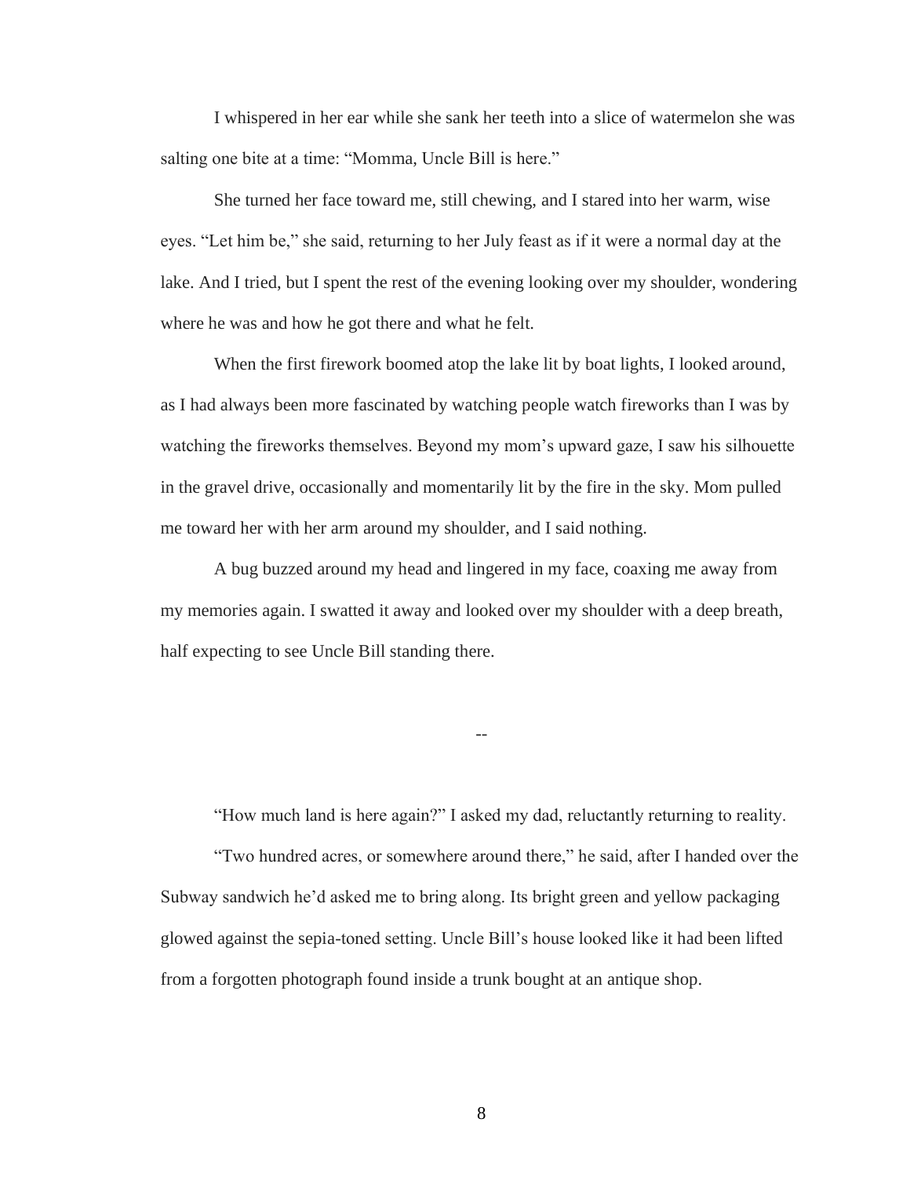I whispered in her ear while she sank her teeth into a slice of watermelon she was salting one bite at a time: "Momma, Uncle Bill is here."

She turned her face toward me, still chewing, and I stared into her warm, wise eyes. "Let him be," she said, returning to her July feast as if it were a normal day at the lake. And I tried, but I spent the rest of the evening looking over my shoulder, wondering where he was and how he got there and what he felt.

When the first firework boomed atop the lake lit by boat lights, I looked around, as I had always been more fascinated by watching people watch fireworks than I was by watching the fireworks themselves. Beyond my mom's upward gaze, I saw his silhouette in the gravel drive, occasionally and momentarily lit by the fire in the sky. Mom pulled me toward her with her arm around my shoulder, and I said nothing.

A bug buzzed around my head and lingered in my face, coaxing me away from my memories again. I swatted it away and looked over my shoulder with a deep breath, half expecting to see Uncle Bill standing there.

--

"How much land is here again?" I asked my dad, reluctantly returning to reality.

"Two hundred acres, or somewhere around there," he said, after I handed over the Subway sandwich he'd asked me to bring along. Its bright green and yellow packaging glowed against the sepia-toned setting. Uncle Bill's house looked like it had been lifted from a forgotten photograph found inside a trunk bought at an antique shop.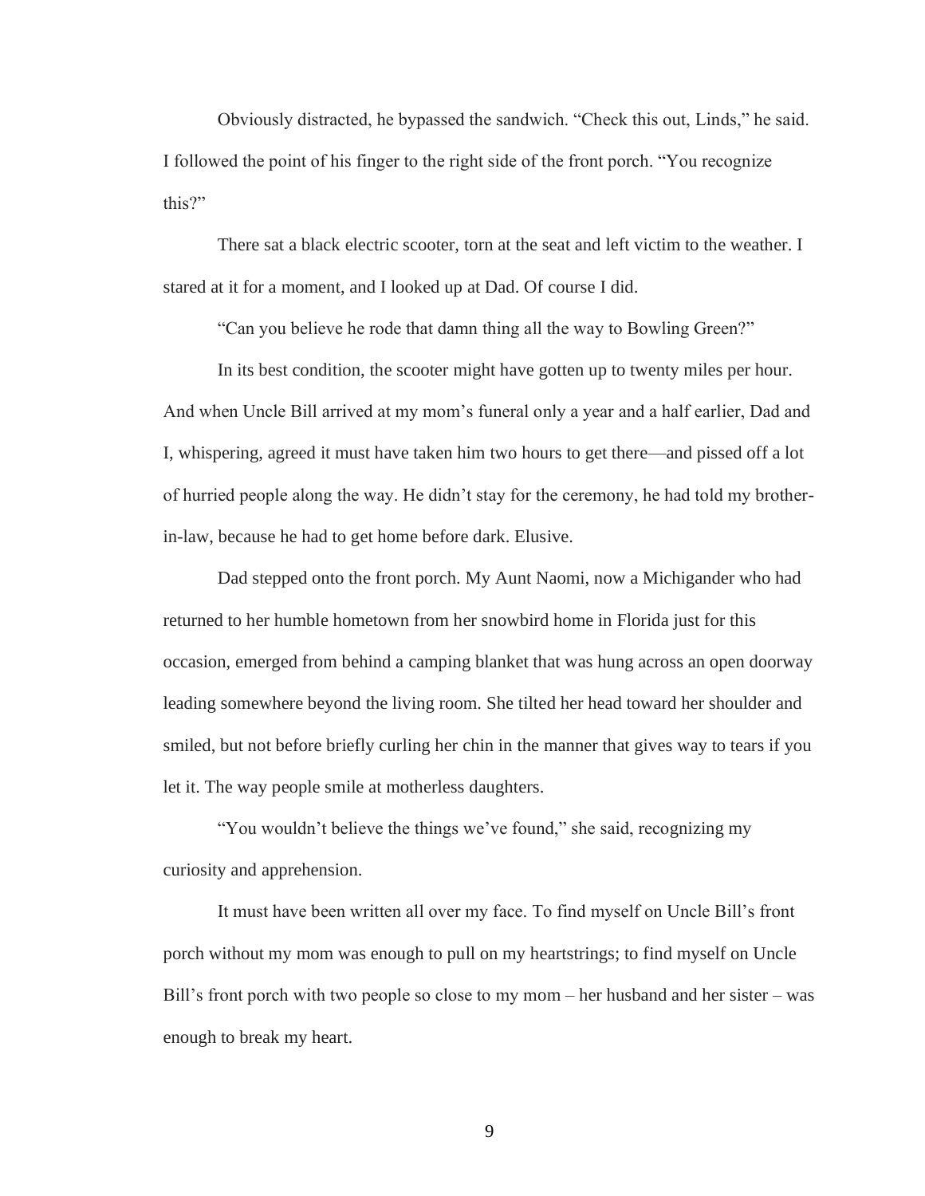Obviously distracted, he bypassed the sandwich. "Check this out, Linds," he said. I followed the point of his finger to the right side of the front porch. "You recognize this?"

There sat a black electric scooter, torn at the seat and left victim to the weather. I stared at it for a moment, and I looked up at Dad. Of course I did.

"Can you believe he rode that damn thing all the way to Bowling Green?"

In its best condition, the scooter might have gotten up to twenty miles per hour. And when Uncle Bill arrived at my mom's funeral only a year and a half earlier, Dad and I, whispering, agreed it must have taken him two hours to get there—and pissed off a lot of hurried people along the way. He didn't stay for the ceremony, he had told my brother-in-law, because he had to get home before dark. Elusive.

Dad stepped onto the front porch. My Aunt Naomi, now a Michigander who had returned to her humble hometown from her snowbird home in Florida just for this occasion, emerged from behind a camping blanket that was hung across an open doorway leading somewhere beyond the living room. She tilted her head toward her shoulder and smiled, but not before briefly curling her chin in the manner that gives way to tears if you let it. The way people smile at motherless daughters.

"You wouldn't believe the things we've found," she said, recognizing my curiosity and apprehension.

It must have been written all over my face. To find myself on Uncle Bill's front porch without my mom was enough to pull on my heartstrings; to find myself on Uncle Bill's front porch with two people so close to my mom – her husband and her sister – was enough to break my heart.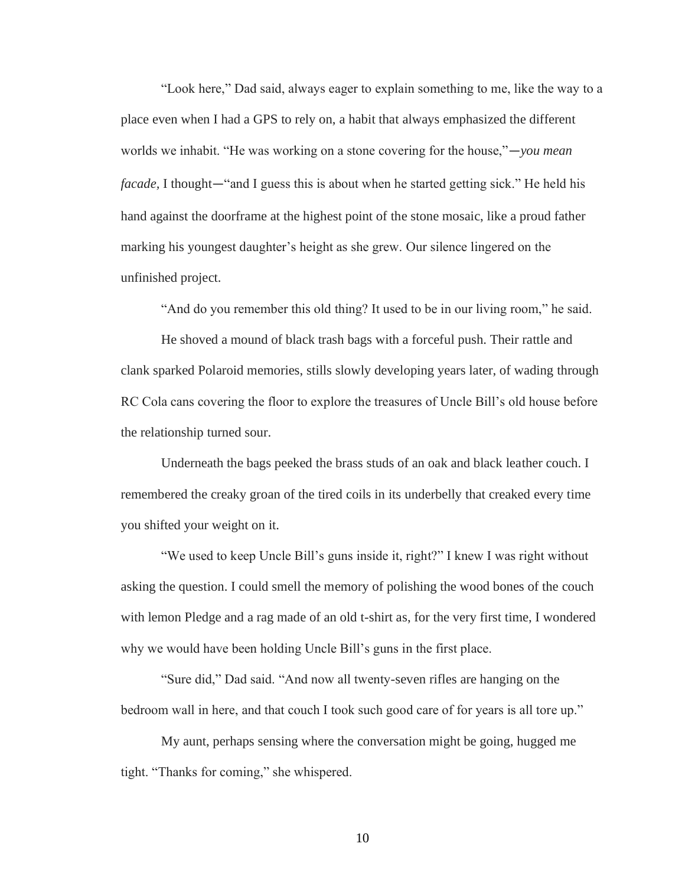"Look here," Dad said, always eager to explain something to me, like the way to a place even when I had a GPS to rely on, a habit that always emphasized the different worlds we inhabit. "He was working on a stone covering for the house,"—*you mean facade*, I thought—"and I guess this is about when he started getting sick." He held his hand against the doorframe at the highest point of the stone mosaic, like a proud father marking his youngest daughter's height as she grew. Our silence lingered on the unfinished project.

"And do you remember this old thing? It used to be in our living room," he said.

He shoved a mound of black trash bags with a forceful push. Their rattle and clank sparked Polaroid memories, stills slowly developing years later, of wading through RC Cola cans covering the floor to explore the treasures of Uncle Bill's old house before the relationship turned sour.

Underneath the bags peeked the brass studs of an oak and black leather couch. I remembered the creaky groan of the tired coils in its underbelly that creaked every time you shifted your weight on it.

"We used to keep Uncle Bill's guns inside it, right?" I knew I was right without asking the question. I could smell the memory of polishing the wood bones of the couch with lemon Pledge and a rag made of an old t-shirt as, for the very first time, I wondered why we would have been holding Uncle Bill's guns in the first place.

"Sure did," Dad said. "And now all twenty-seven rifles are hanging on the bedroom wall in here, and that couch I took such good care of for years is all tore up."

My aunt, perhaps sensing where the conversation might be going, hugged me tight. "Thanks for coming," she whispered.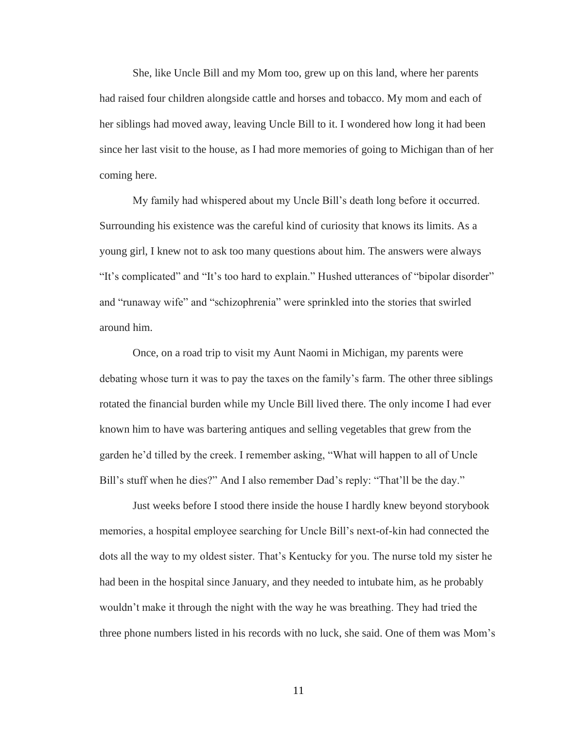She, like Uncle Bill and my Mom too, grew up on this land, where her parents had raised four children alongside cattle and horses and tobacco. My mom and each of her siblings had moved away, leaving Uncle Bill to it. I wondered how long it had been since her last visit to the house, as I had more memories of going to Michigan than of her coming here.

My family had whispered about my Uncle Bill's death long before it occurred. Surrounding his existence was the careful kind of curiosity that knows its limits. As a young girl, I knew not to ask too many questions about him. The answers were always "It's complicated" and "It's too hard to explain." Hushed utterances of "bipolar disorder" and "runaway wife" and "schizophrenia" were sprinkled into the stories that swirled around him.

Once, on a road trip to visit my Aunt Naomi in Michigan, my parents were debating whose turn it was to pay the taxes on the family's farm. The other three siblings rotated the financial burden while my Uncle Bill lived there. The only income I had ever known him to have was bartering antiques and selling vegetables that grew from the garden he'd tilled by the creek. I remember asking, "What will happen to all of Uncle Bill's stuff when he dies?" And I also remember Dad's reply: "That'll be the day."

Just weeks before I stood there inside the house I hardly knew beyond storybook memories, a hospital employee searching for Uncle Bill's next-of-kin had connected the dots all the way to my oldest sister. That's Kentucky for you. The nurse told my sister he had been in the hospital since January, and they needed to intubate him, as he probably wouldn't make it through the night with the way he was breathing. They had tried the three phone numbers listed in his records with no luck, she said. One of them was Mom's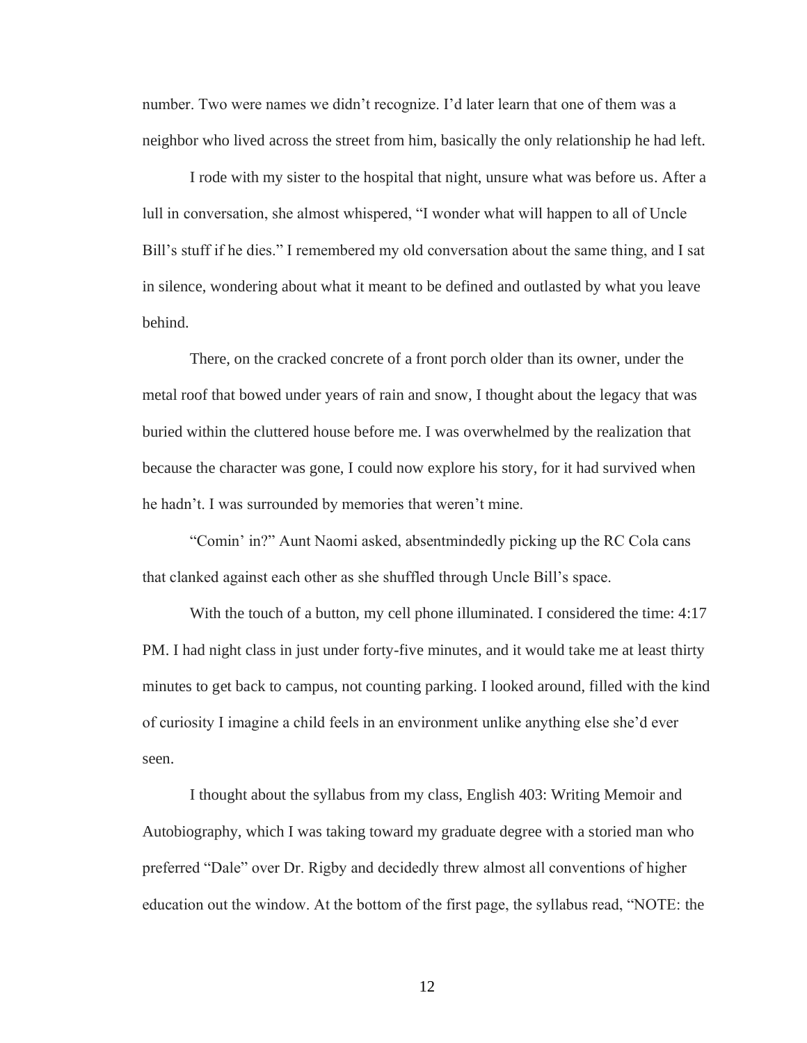number. Two were names we didn't recognize. I'd later learn that one of them was a neighbor who lived across the street from him, basically the only relationship he had left.

I rode with my sister to the hospital that night, unsure what was before us. After a lull in conversation, she almost whispered, "I wonder what will happen to all of Uncle Bill's stuff if he dies." I remembered my old conversation about the same thing, and I sat in silence, wondering about what it meant to be defined and outlasted by what you leave behind.

There, on the cracked concrete of a front porch older than its owner, under the metal roof that bowed under years of rain and snow, I thought about the legacy that was buried within the cluttered house before me. I was overwhelmed by the realization that because the character was gone, I could now explore his story, for it had survived when he hadn't. I was surrounded by memories that weren't mine.

"Comin' in?" Aunt Naomi asked, absentmindedly picking up the RC Cola cans that clanked against each other as she shuffled through Uncle Bill's space.

With the touch of a button, my cell phone illuminated. I considered the time: 4:17 PM. I had night class in just under forty-five minutes, and it would take me at least thirty minutes to get back to campus, not counting parking. I looked around, filled with the kind of curiosity I imagine a child feels in an environment unlike anything else she'd ever seen.

I thought about the syllabus from my class, English 403: Writing Memoir and Autobiography, which I was taking toward my graduate degree with a storied man who preferred "Dale" over Dr. Rigby and decidedly threw almost all conventions of higher education out the window. At the bottom of the first page, the syllabus read, "NOTE: the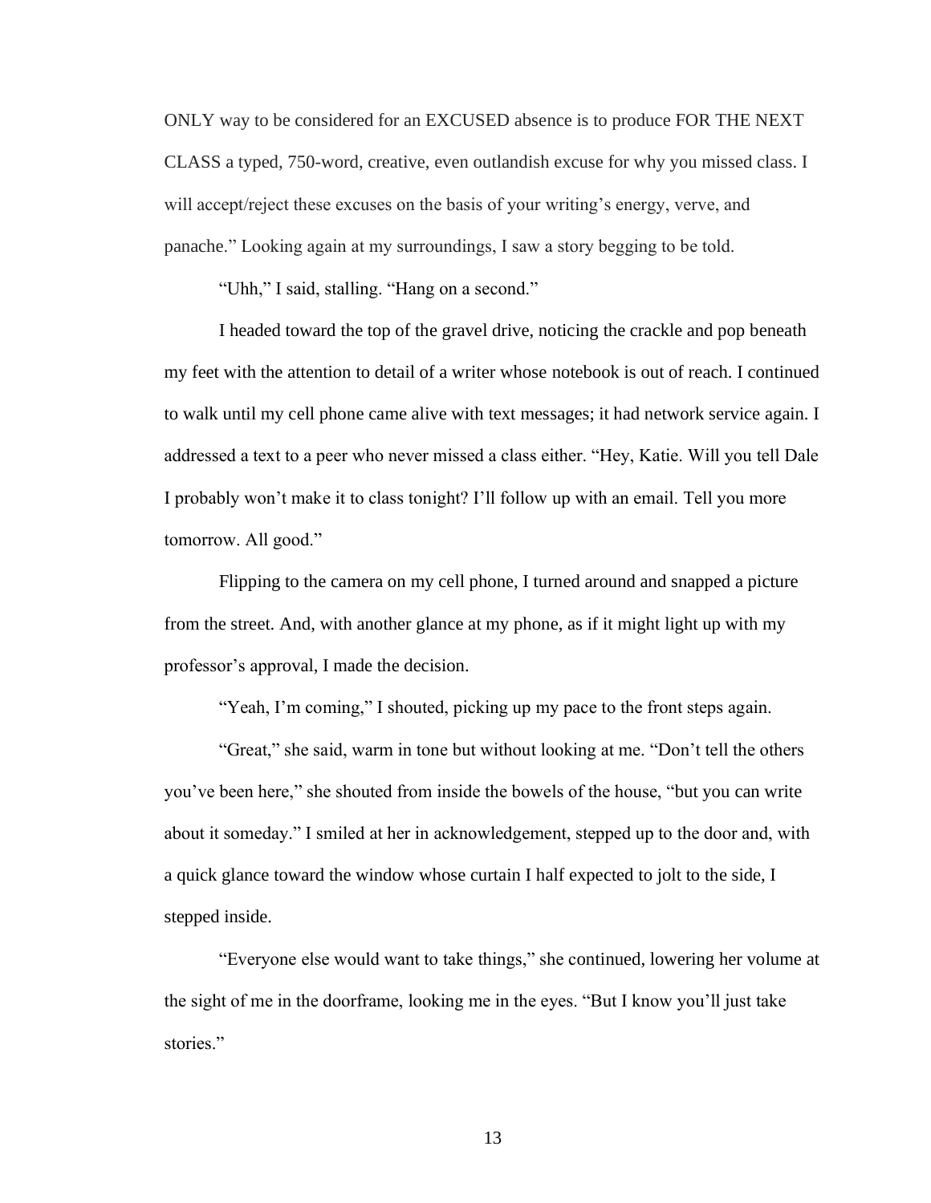ONLY way to be considered for an EXCUSED absence is to produce FOR THE NEXT CLASS a typed, 750-word, creative, even outlandish excuse for why you missed class. I will accept/reject these excuses on the basis of your writing's energy, verve, and panache." Looking again at my surroundings, I saw a story begging to be told.

"Uhh," I said, stalling. "Hang on a second."

I headed toward the top of the gravel drive, noticing the crackle and pop beneath my feet with the attention to detail of a writer whose notebook is out of reach. I continued to walk until my cell phone came alive with text messages; it had network service again. I addressed a text to a peer who never missed a class either. "Hey, Katie. Will you tell Dale I probably won't make it to class tonight? I'll follow up with an email. Tell you more tomorrow. All good."

Flipping to the camera on my cell phone, I turned around and snapped a picture from the street. And, with another glance at my phone, as if it might light up with my professor's approval, I made the decision.

"Yeah, I'm coming," I shouted, picking up my pace to the front steps again.

"Great," she said, warm in tone but without looking at me. "Don't tell the others you've been here," she shouted from inside the bowels of the house, "but you can write about it someday." I smiled at her in acknowledgement, stepped up to the door and, with a quick glance toward the window whose curtain I half expected to jolt to the side, I stepped inside.

"Everyone else would want to take things," she continued, lowering her volume at the sight of me in the doorframe, looking me in the eyes. "But I know you'll just take stories."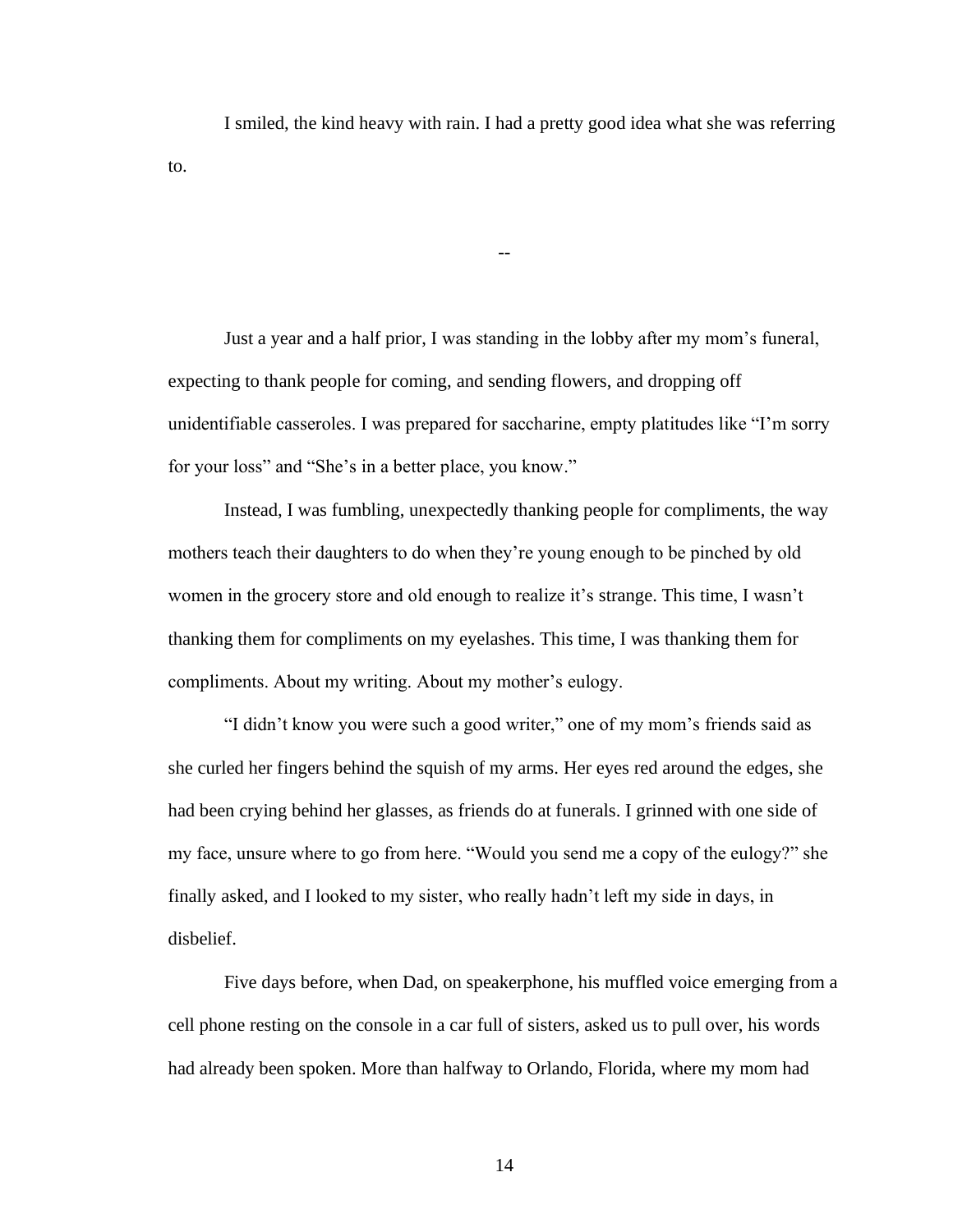I smiled, the kind heavy with rain. I had a pretty good idea what she was referring to.

--

Just a year and a half prior, I was standing in the lobby after my mom's funeral, expecting to thank people for coming, and sending flowers, and dropping off unidentifiable casseroles. I was prepared for saccharine, empty platitudes like "I'm sorry for your loss" and "She's in a better place, you know."

Instead, I was fumbling, unexpectedly thanking people for compliments, the way mothers teach their daughters to do when they're young enough to be pinched by old women in the grocery store and old enough to realize it's strange. This time, I wasn't thanking them for compliments on my eyelashes. This time, I was thanking them for compliments. About my writing. About my mother's eulogy.

"I didn't know you were such a good writer," one of my mom's friends said as she curled her fingers behind the squish of my arms. Her eyes red around the edges, she had been crying behind her glasses, as friends do at funerals. I grinned with one side of my face, unsure where to go from here. "Would you send me a copy of the eulogy?" she finally asked, and I looked to my sister, who really hadn't left my side in days, in disbelief.

Five days before, when Dad, on speakerphone, his muffled voice emerging from a cell phone resting on the console in a car full of sisters, asked us to pull over, his words had already been spoken. More than halfway to Orlando, Florida, where my mom had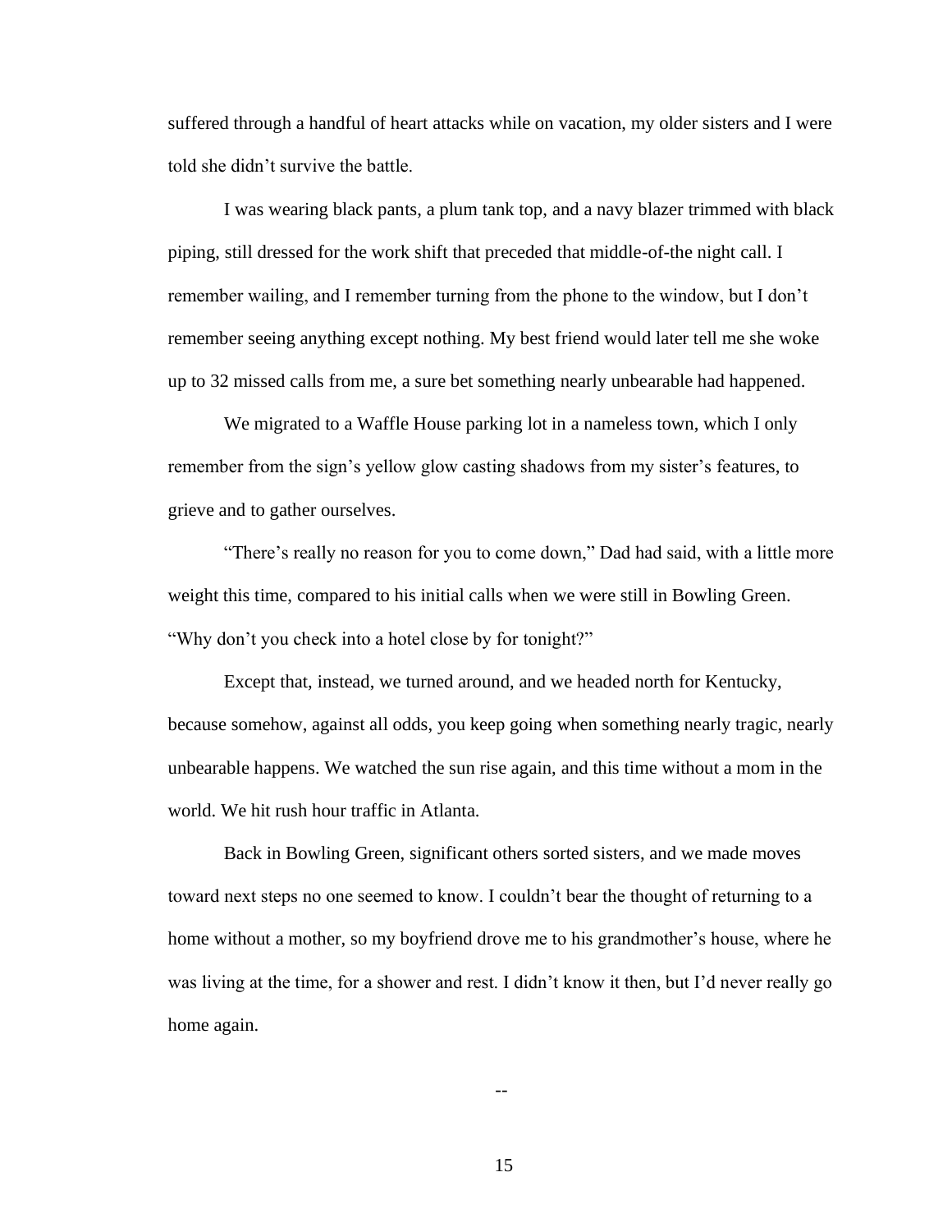suffered through a handful of heart attacks while on vacation, my older sisters and I were told she didn't survive the battle.

I was wearing black pants, a plum tank top, and a navy blazer trimmed with black piping, still dressed for the work shift that preceded that middle-of-the night call. I remember wailing, and I remember turning from the phone to the window, but I don't remember seeing anything except nothing. My best friend would later tell me she woke up to 32 missed calls from me, a sure bet something nearly unbearable had happened.

We migrated to a Waffle House parking lot in a nameless town, which I only remember from the sign's yellow glow casting shadows from my sister's features, to grieve and to gather ourselves.

"There's really no reason for you to come down," Dad had said, with a little more weight this time, compared to his initial calls when we were still in Bowling Green. "Why don't you check into a hotel close by for tonight?"

Except that, instead, we turned around, and we headed north for Kentucky, because somehow, against all odds, you keep going when something nearly tragic, nearly unbearable happens. We watched the sun rise again, and this time without a mom in the world. We hit rush hour traffic in Atlanta.

Back in Bowling Green, significant others sorted sisters, and we made moves toward next steps no one seemed to know. I couldn't bear the thought of returning to a home without a mother, so my boyfriend drove me to his grandmother's house, where he was living at the time, for a shower and rest. I didn't know it then, but I'd never really go home again.

--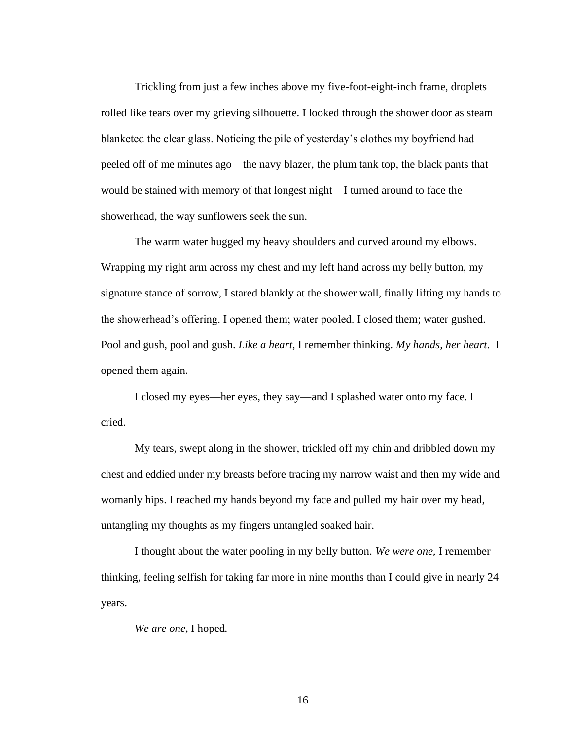Trickling from just a few inches above my five-foot-eight-inch frame, droplets rolled like tears over my grieving silhouette. I looked through the shower door as steam blanketed the clear glass. Noticing the pile of yesterday's clothes my boyfriend had peeled off of me minutes ago—the navy blazer, the plum tank top, the black pants that would be stained with memory of that longest night—I turned around to face the showerhead, the way sunflowers seek the sun.

The warm water hugged my heavy shoulders and curved around my elbows. Wrapping my right arm across my chest and my left hand across my belly button, my signature stance of sorrow, I stared blankly at the shower wall, finally lifting my hands to the showerhead's offering. I opened them; water pooled. I closed them; water gushed. Pool and gush, pool and gush. *Like a heart*, I remember thinking. *My hands, her heart*. I opened them again.

I closed my eyes—her eyes, they say—and I splashed water onto my face. I cried.

My tears, swept along in the shower, trickled off my chin and dribbled down my chest and eddied under my breasts before tracing my narrow waist and then my wide and womanly hips. I reached my hands beyond my face and pulled my hair over my head, untangling my thoughts as my fingers untangled soaked hair.

I thought about the water pooling in my belly button. *We were one*, I remember thinking, feeling selfish for taking far more in nine months than I could give in nearly 24 years.

*We are one*, I hoped.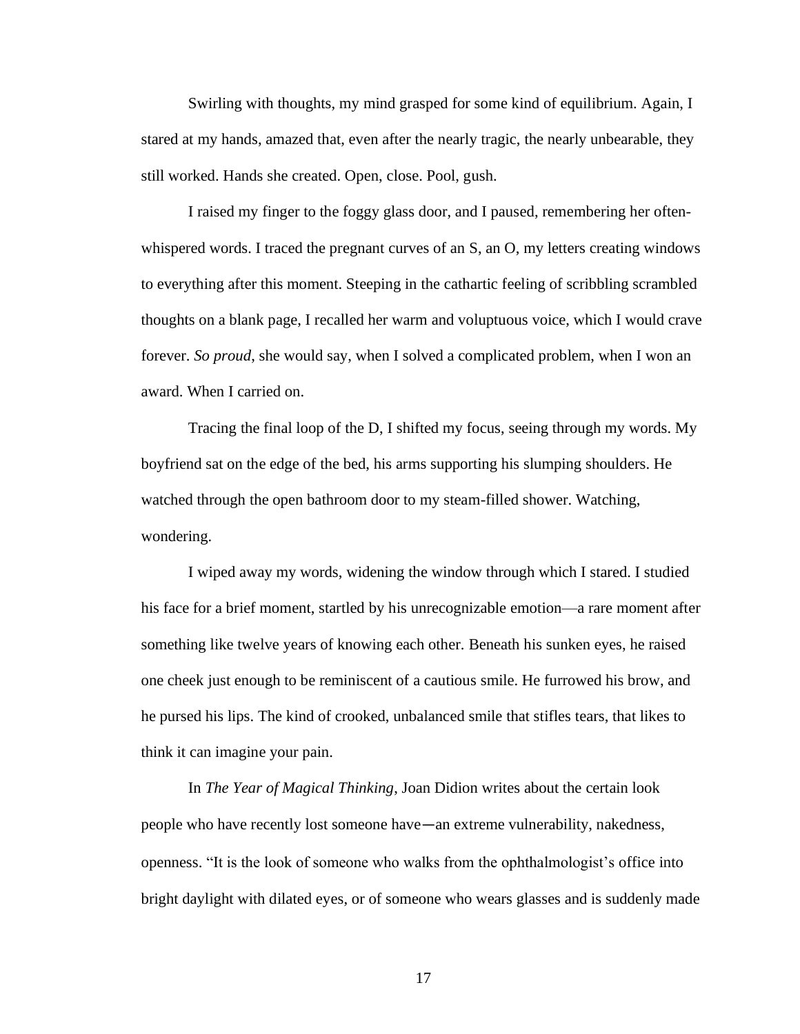Swirling with thoughts, my mind grasped for some kind of equilibrium. Again, I stared at my hands, amazed that, even after the nearly tragic, the nearly unbearable, they still worked. Hands she created. Open, close. Pool, gush.

I raised my finger to the foggy glass door, and I paused, remembering her often-whispered words. I traced the pregnant curves of an S, an O, my letters creating windows to everything after this moment. Steeping in the cathartic feeling of scribbling scrambled thoughts on a blank page, I recalled her warm and voluptuous voice, which I would crave forever. *So proud*, she would say, when I solved a complicated problem, when I won an award. When I carried on.

Tracing the final loop of the D, I shifted my focus, seeing through my words. My boyfriend sat on the edge of the bed, his arms supporting his slumping shoulders. He watched through the open bathroom door to my steam-filled shower. Watching, wondering.

I wiped away my words, widening the window through which I stared. I studied his face for a brief moment, startled by his unrecognizable emotion—a rare moment after something like twelve years of knowing each other. Beneath his sunken eyes, he raised one cheek just enough to be reminiscent of a cautious smile. He furrowed his brow, and he pursed his lips. The kind of crooked, unbalanced smile that stifles tears, that likes to think it can imagine your pain.

In *The Year of Magical Thinking*, Joan Didion writes about the certain look people who have recently lost someone have—an extreme vulnerability, nakedness, openness. "It is the look of someone who walks from the ophthalmologist's office into bright daylight with dilated eyes, or of someone who wears glasses and is suddenly made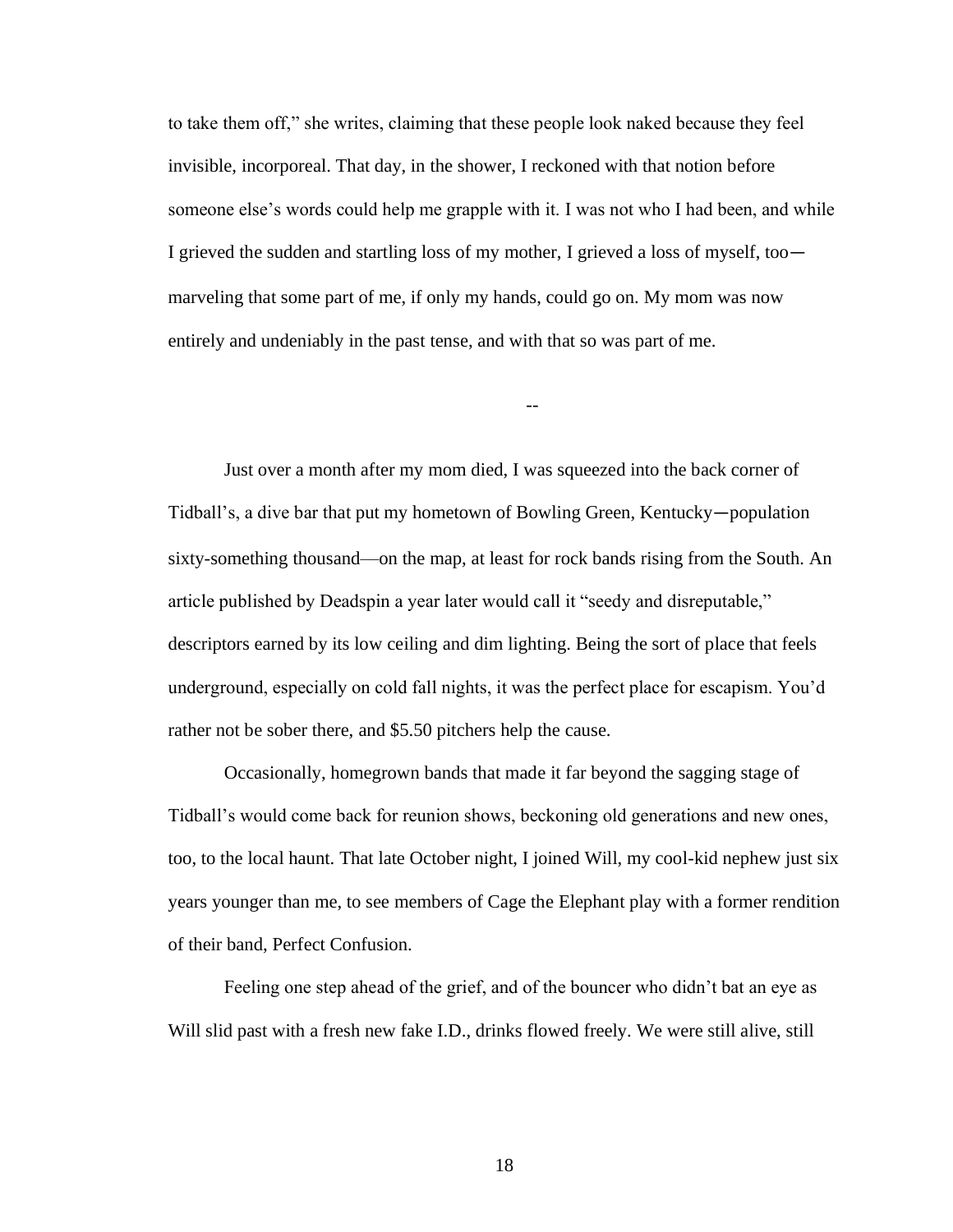to take them off," she writes, claiming that these people look naked because they feel invisible, incorporeal. That day, in the shower, I reckoned with that notion before someone else's words could help me grapple with it. I was not who I had been, and while I grieved the sudden and startling loss of my mother, I grieved a loss of myself, too—marveling that some part of me, if only my hands, could go on. My mom was now entirely and undeniably in the past tense, and with that so was part of me.

--

Just over a month after my mom died, I was squeezed into the back corner of Tidball's, a dive bar that put my hometown of Bowling Green, Kentucky—population sixty-something thousand—on the map, at least for rock bands rising from the South. An article published by Deadspin a year later would call it "seedy and disreputable," descriptors earned by its low ceiling and dim lighting. Being the sort of place that feels underground, especially on cold fall nights, it was the perfect place for escapism. You'd rather not be sober there, and $5.50 pitchers help the cause.

Occasionally, homegrown bands that made it far beyond the sagging stage of Tidball's would come back for reunion shows, beckoning old generations and new ones, too, to the local haunt. That late October night, I joined Will, my cool-kid nephew just six years younger than me, to see members of Cage the Elephant play with a former rendition of their band, Perfect Confusion.

Feeling one step ahead of the grief, and of the bouncer who didn't bat an eye as Will slid past with a fresh new fake I.D., drinks flowed freely. We were still alive, still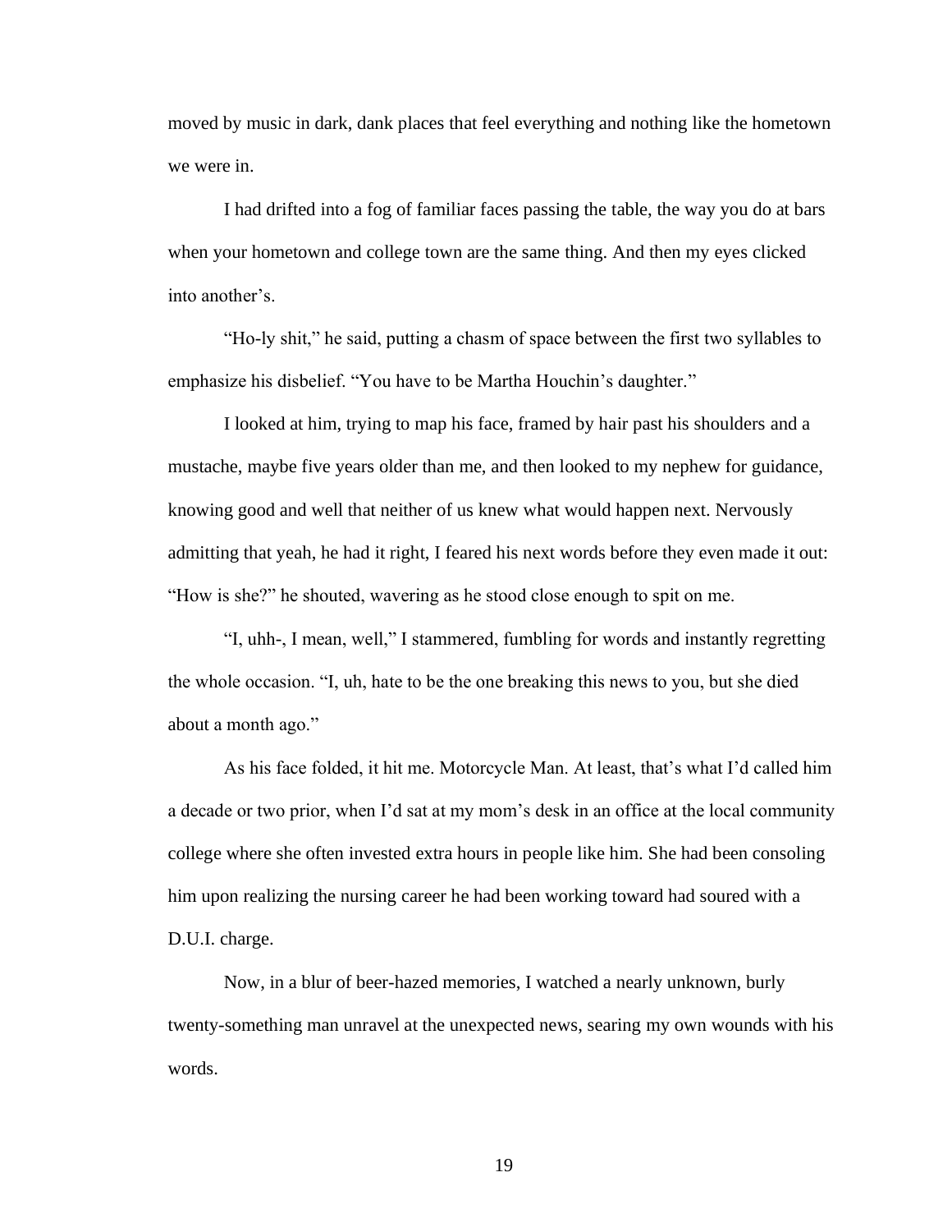moved by music in dark, dank places that feel everything and nothing like the hometown we were in.

I had drifted into a fog of familiar faces passing the table, the way you do at bars when your hometown and college town are the same thing. And then my eyes clicked into another's.

"Ho-ly shit," he said, putting a chasm of space between the first two syllables to emphasize his disbelief. "You have to be Martha Houchin's daughter."

I looked at him, trying to map his face, framed by hair past his shoulders and a mustache, maybe five years older than me, and then looked to my nephew for guidance, knowing good and well that neither of us knew what would happen next. Nervously admitting that yeah, he had it right, I feared his next words before they even made it out: "How is she?" he shouted, wavering as he stood close enough to spit on me.

"I, uhh-, I mean, well," I stammered, fumbling for words and instantly regretting the whole occasion. "I, uh, hate to be the one breaking this news to you, but she died about a month ago."

As his face folded, it hit me. Motorcycle Man. At least, that's what I'd called him a decade or two prior, when I'd sat at my mom's desk in an office at the local community college where she often invested extra hours in people like him. She had been consoling him upon realizing the nursing career he had been working toward had soured with a D.U.I. charge.

Now, in a blur of beer-hazed memories, I watched a nearly unknown, burly twenty-something man unravel at the unexpected news, searing my own wounds with his words.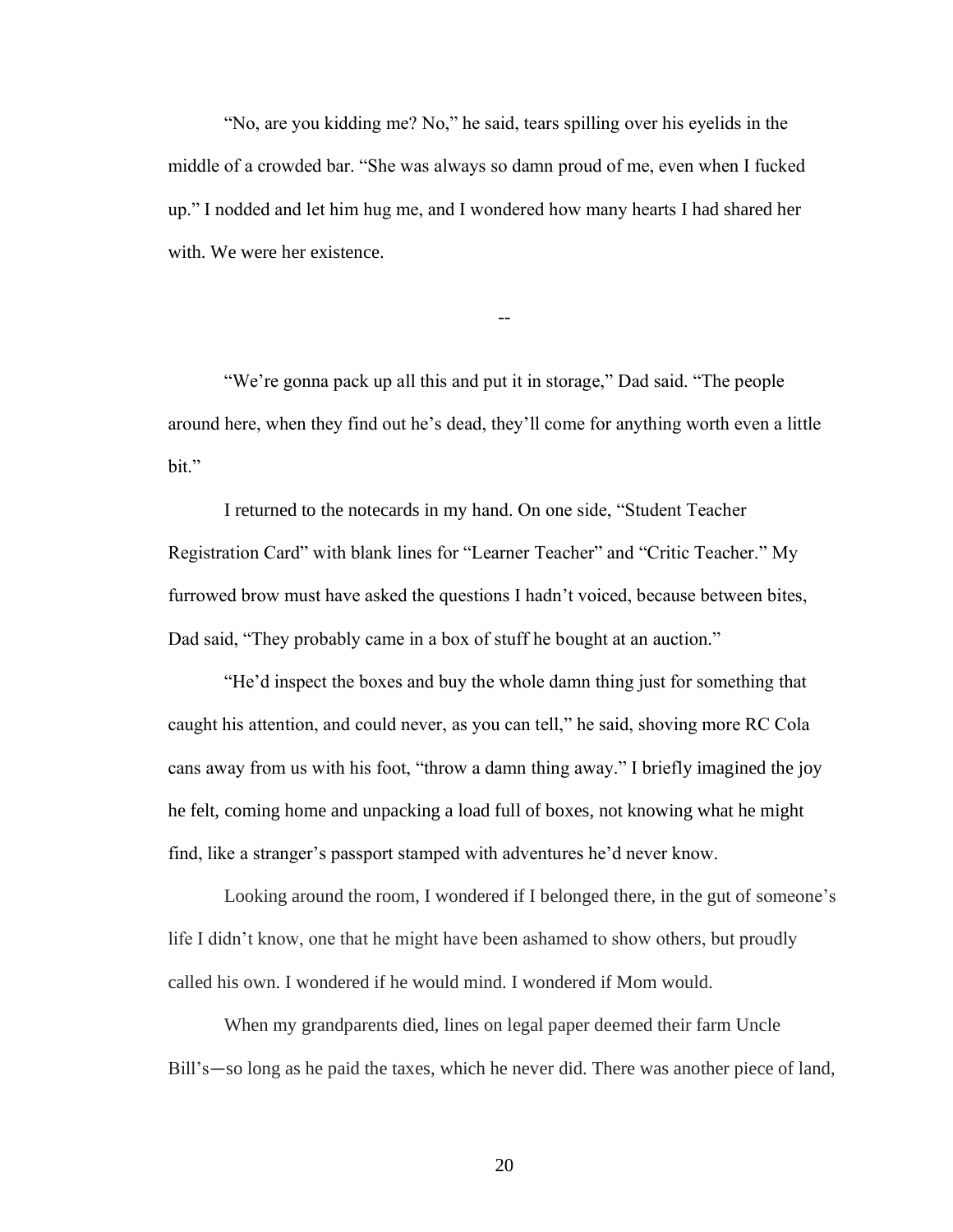"No, are you kidding me? No," he said, tears spilling over his eyelids in the middle of a crowded bar. "She was always so damn proud of me, even when I fucked up." I nodded and let him hug me, and I wondered how many hearts I had shared her with. We were her existence.

--

"We're gonna pack up all this and put it in storage," Dad said. "The people around here, when they find out he's dead, they'll come for anything worth even a little bit."

I returned to the notecards in my hand. On one side, "Student Teacher Registration Card" with blank lines for "Learner Teacher" and "Critic Teacher." My furrowed brow must have asked the questions I hadn't voiced, because between bites, Dad said, "They probably came in a box of stuff he bought at an auction."

"He'd inspect the boxes and buy the whole damn thing just for something that caught his attention, and could never, as you can tell," he said, shoving more RC Cola cans away from us with his foot, "throw a damn thing away." I briefly imagined the joy he felt, coming home and unpacking a load full of boxes, not knowing what he might find, like a stranger's passport stamped with adventures he'd never know.

Looking around the room, I wondered if I belonged there, in the gut of someone's life I didn't know, one that he might have been ashamed to show others, but proudly called his own. I wondered if he would mind. I wondered if Mom would.

When my grandparents died, lines on legal paper deemed their farm Uncle Bill's—so long as he paid the taxes, which he never did. There was another piece of land,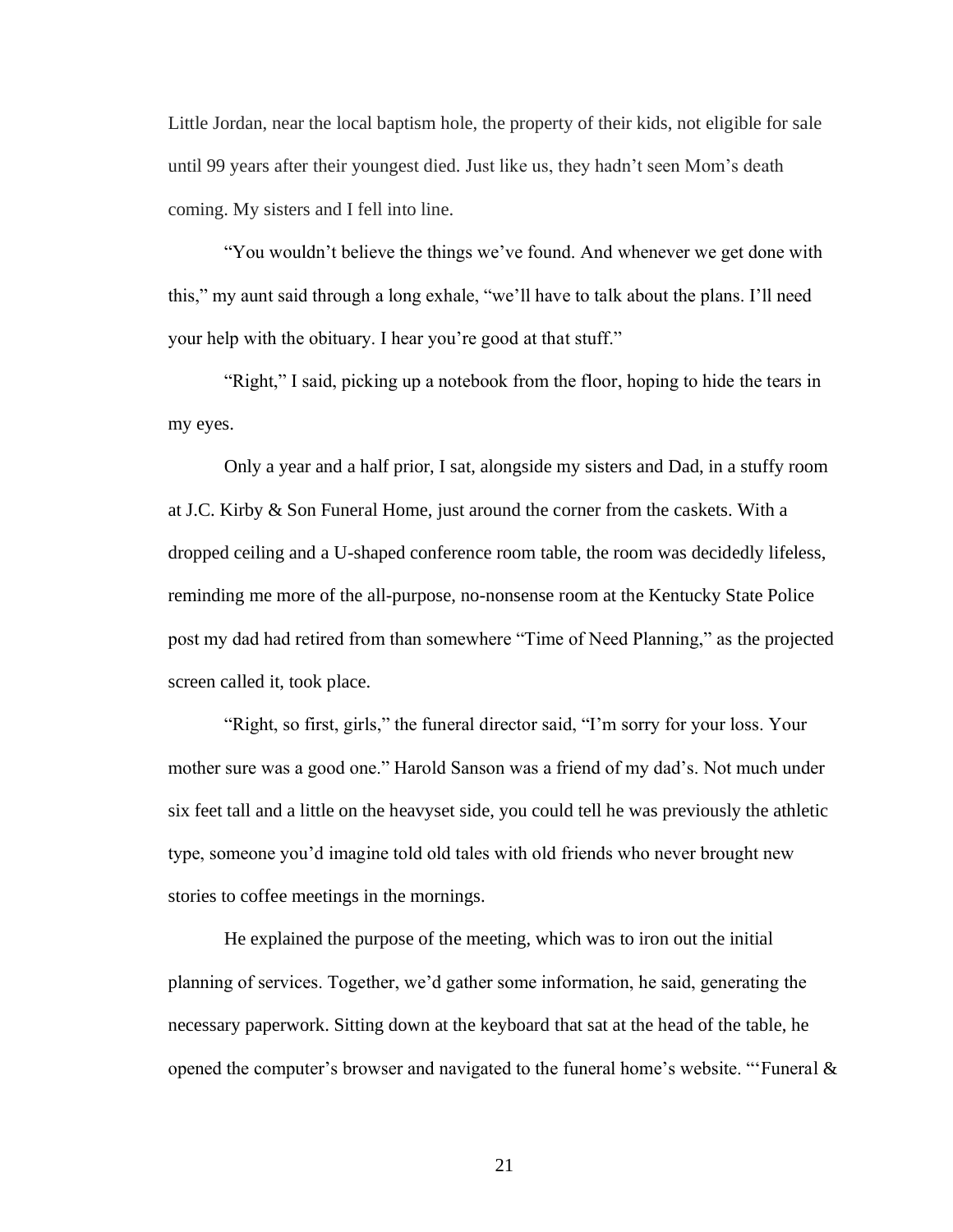Little Jordan, near the local baptism hole, the property of their kids, not eligible for sale until 99 years after their youngest died. Just like us, they hadn't seen Mom's death coming. My sisters and I fell into line.

"You wouldn't believe the things we've found. And whenever we get done with this," my aunt said through a long exhale, "we'll have to talk about the plans. I'll need your help with the obituary. I hear you're good at that stuff."

"Right," I said, picking up a notebook from the floor, hoping to hide the tears in my eyes.

Only a year and a half prior, I sat, alongside my sisters and Dad, in a stuffy room at J.C. Kirby & Son Funeral Home, just around the corner from the caskets. With a dropped ceiling and a U-shaped conference room table, the room was decidedly lifeless, reminding me more of the all-purpose, no-nonsense room at the Kentucky State Police post my dad had retired from than somewhere "Time of Need Planning," as the projected screen called it, took place.

"Right, so first, girls," the funeral director said, "I'm sorry for your loss. Your mother sure was a good one." Harold Sanson was a friend of my dad's. Not much under six feet tall and a little on the heavyset side, you could tell he was previously the athletic type, someone you'd imagine told old tales with old friends who never brought new stories to coffee meetings in the mornings.

He explained the purpose of the meeting, which was to iron out the initial planning of services. Together, we'd gather some information, he said, generating the necessary paperwork. Sitting down at the keyboard that sat at the head of the table, he opened the computer's browser and navigated to the funeral home's website. "'Funeral &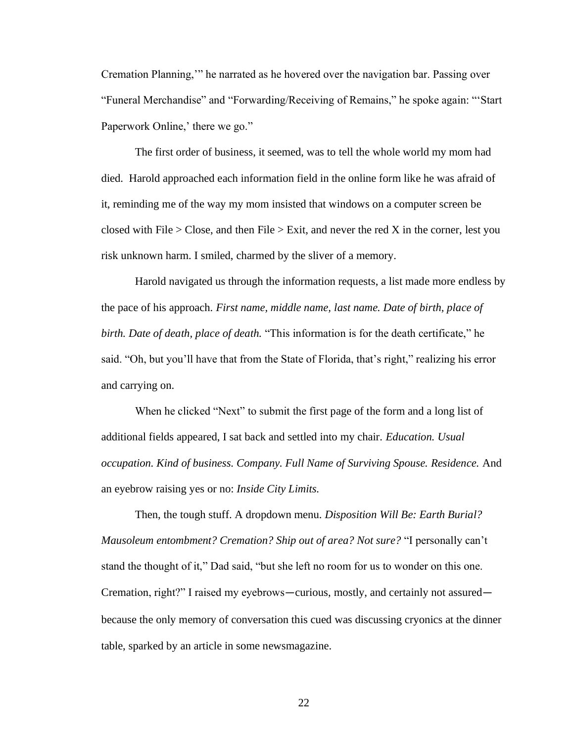Cremation Planning,'" he narrated as he hovered over the navigation bar. Passing over "Funeral Merchandise" and "Forwarding/Receiving of Remains," he spoke again: "'Start Paperwork Online,' there we go."

The first order of business, it seemed, was to tell the whole world my mom had died. Harold approached each information field in the online form like he was afraid of it, reminding me of the way my mom insisted that windows on a computer screen be closed with File > Close, and then File > Exit, and never the red X in the corner, lest you risk unknown harm. I smiled, charmed by the sliver of a memory.

Harold navigated us through the information requests, a list made more endless by the pace of his approach. *First name, middle name, last name. Date of birth, place of birth. Date of death, place of death.* "This information is for the death certificate," he said. "Oh, but you'll have that from the State of Florida, that's right," realizing his error and carrying on.

When he clicked "Next" to submit the first page of the form and a long list of additional fields appeared, I sat back and settled into my chair. *Education. Usual occupation. Kind of business. Company. Full Name of Surviving Spouse. Residence.* And an eyebrow raising yes or no: *Inside City Limits.*

Then, the tough stuff. A dropdown menu. *Disposition Will Be: Earth Burial? Mausoleum entombment? Cremation? Ship out of area? Not sure?* "I personally can't stand the thought of it," Dad said, "but she left no room for us to wonder on this one. Cremation, right?" I raised my eyebrows—curious, mostly, and certainly not assured—because the only memory of conversation this cued was discussing cryonics at the dinner table, sparked by an article in some newsmagazine.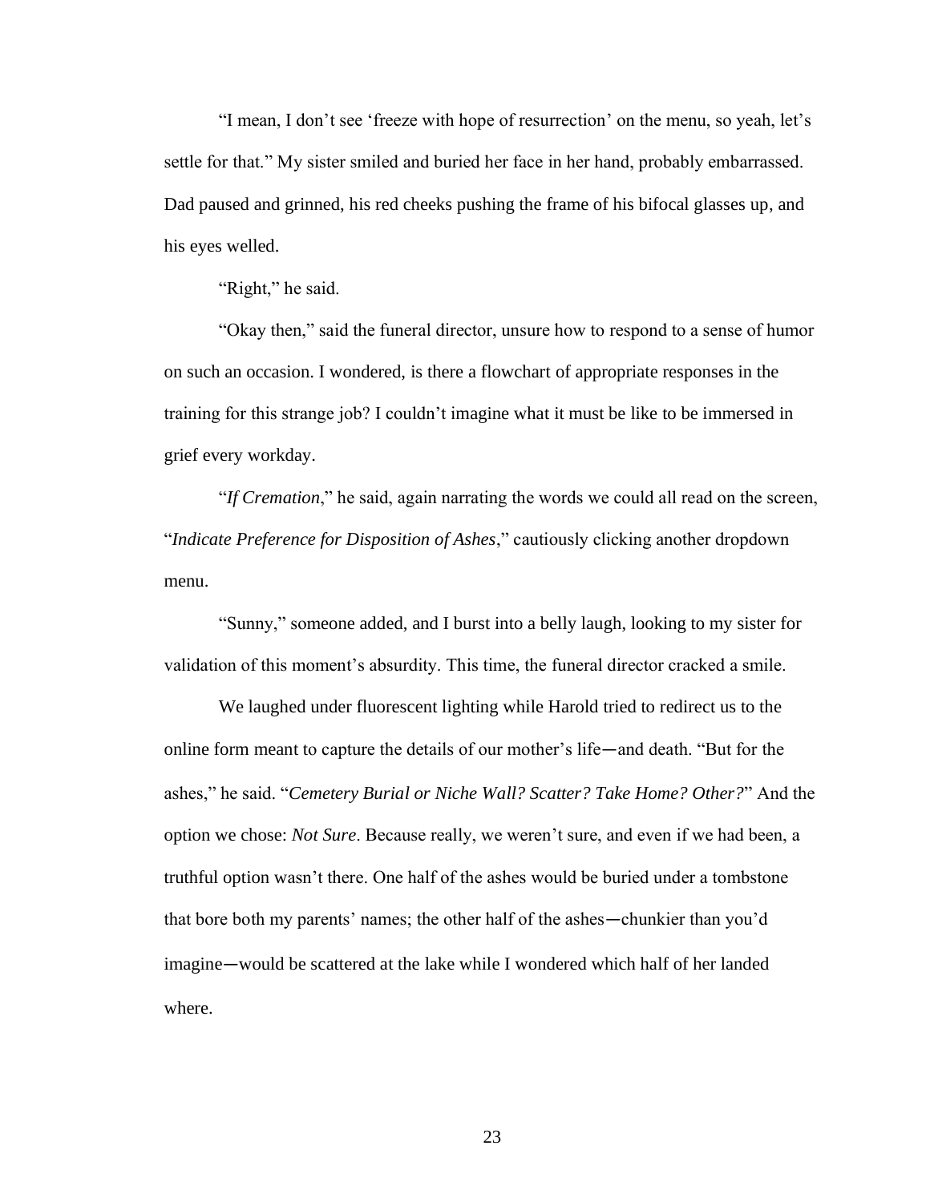"I mean, I don't see 'freeze with hope of resurrection' on the menu, so yeah, let's settle for that." My sister smiled and buried her face in her hand, probably embarrassed. Dad paused and grinned, his red cheeks pushing the frame of his bifocal glasses up, and his eyes welled.

"Right," he said.

"Okay then," said the funeral director, unsure how to respond to a sense of humor on such an occasion. I wondered, is there a flowchart of appropriate responses in the training for this strange job? I couldn't imagine what it must be like to be immersed in grief every workday.

"*If Cremation*," he said, again narrating the words we could all read on the screen, "*Indicate Preference for Disposition of Ashes*," cautiously clicking another dropdown menu.

"Sunny," someone added, and I burst into a belly laugh, looking to my sister for validation of this moment's absurdity. This time, the funeral director cracked a smile.

We laughed under fluorescent lighting while Harold tried to redirect us to the online form meant to capture the details of our mother's life—and death. "But for the ashes," he said. "*Cemetery Burial or Niche Wall? Scatter? Take Home? Other?*" And the option we chose: *Not Sure*. Because really, we weren't sure, and even if we had been, a truthful option wasn't there. One half of the ashes would be buried under a tombstone that bore both my parents' names; the other half of the ashes—chunkier than you'd imagine—would be scattered at the lake while I wondered which half of her landed where.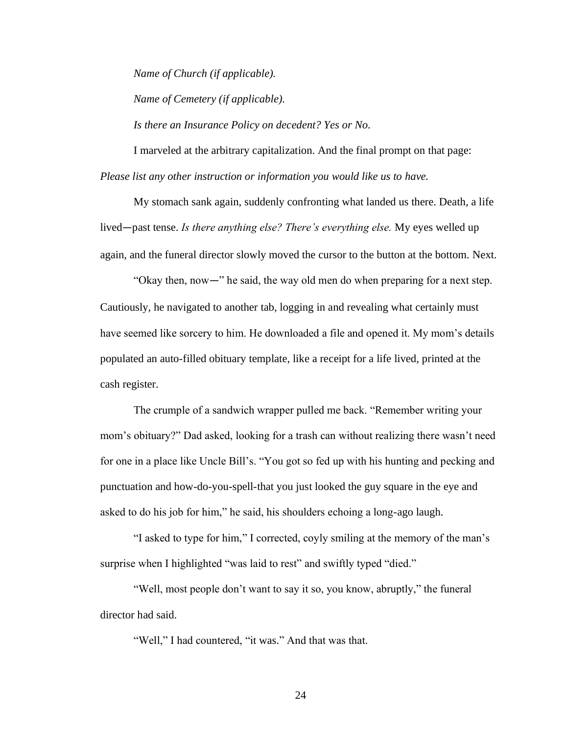*Name of Church (if applicable).*

*Name of Cemetery (if applicable).*

*Is there an Insurance Policy on decedent? Yes or No.*

I marveled at the arbitrary capitalization. And the final prompt on that page: *Please list any other instruction or information you would like us to have.*

My stomach sank again, suddenly confronting what landed us there. Death, a life lived—past tense. *Is there anything else? There's everything else.* My eyes welled up again, and the funeral director slowly moved the cursor to the button at the bottom. Next.

"Okay then, now—" he said, the way old men do when preparing for a next step. Cautiously, he navigated to another tab, logging in and revealing what certainly must have seemed like sorcery to him. He downloaded a file and opened it. My mom's details populated an auto-filled obituary template, like a receipt for a life lived, printed at the cash register.

The crumple of a sandwich wrapper pulled me back. "Remember writing your mom's obituary?" Dad asked, looking for a trash can without realizing there wasn't need for one in a place like Uncle Bill's. "You got so fed up with his hunting and pecking and punctuation and how-do-you-spell-that you just looked the guy square in the eye and asked to do his job for him," he said, his shoulders echoing a long-ago laugh.

"I asked to type for him," I corrected, coyly smiling at the memory of the man's surprise when I highlighted "was laid to rest" and swiftly typed "died."

"Well, most people don't want to say it so, you know, abruptly," the funeral director had said.

"Well," I had countered, "it was." And that was that.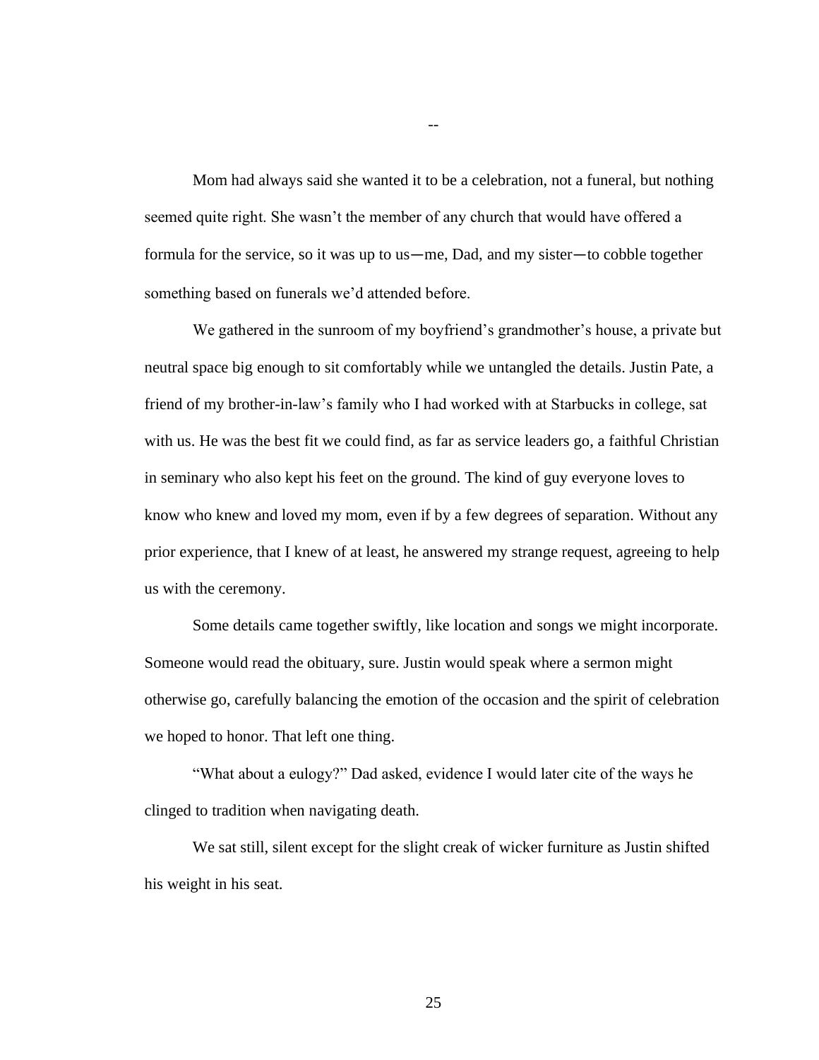--

Mom had always said she wanted it to be a celebration, not a funeral, but nothing seemed quite right. She wasn't the member of any church that would have offered a formula for the service, so it was up to us—me, Dad, and my sister—to cobble together something based on funerals we'd attended before.

We gathered in the sunroom of my boyfriend's grandmother's house, a private but neutral space big enough to sit comfortably while we untangled the details. Justin Pate, a friend of my brother-in-law's family who I had worked with at Starbucks in college, sat with us. He was the best fit we could find, as far as service leaders go, a faithful Christian in seminary who also kept his feet on the ground. The kind of guy everyone loves to know who knew and loved my mom, even if by a few degrees of separation. Without any prior experience, that I knew of at least, he answered my strange request, agreeing to help us with the ceremony.

Some details came together swiftly, like location and songs we might incorporate. Someone would read the obituary, sure. Justin would speak where a sermon might otherwise go, carefully balancing the emotion of the occasion and the spirit of celebration we hoped to honor. That left one thing.

"What about a eulogy?" Dad asked, evidence I would later cite of the ways he clinged to tradition when navigating death.

We sat still, silent except for the slight creak of wicker furniture as Justin shifted his weight in his seat.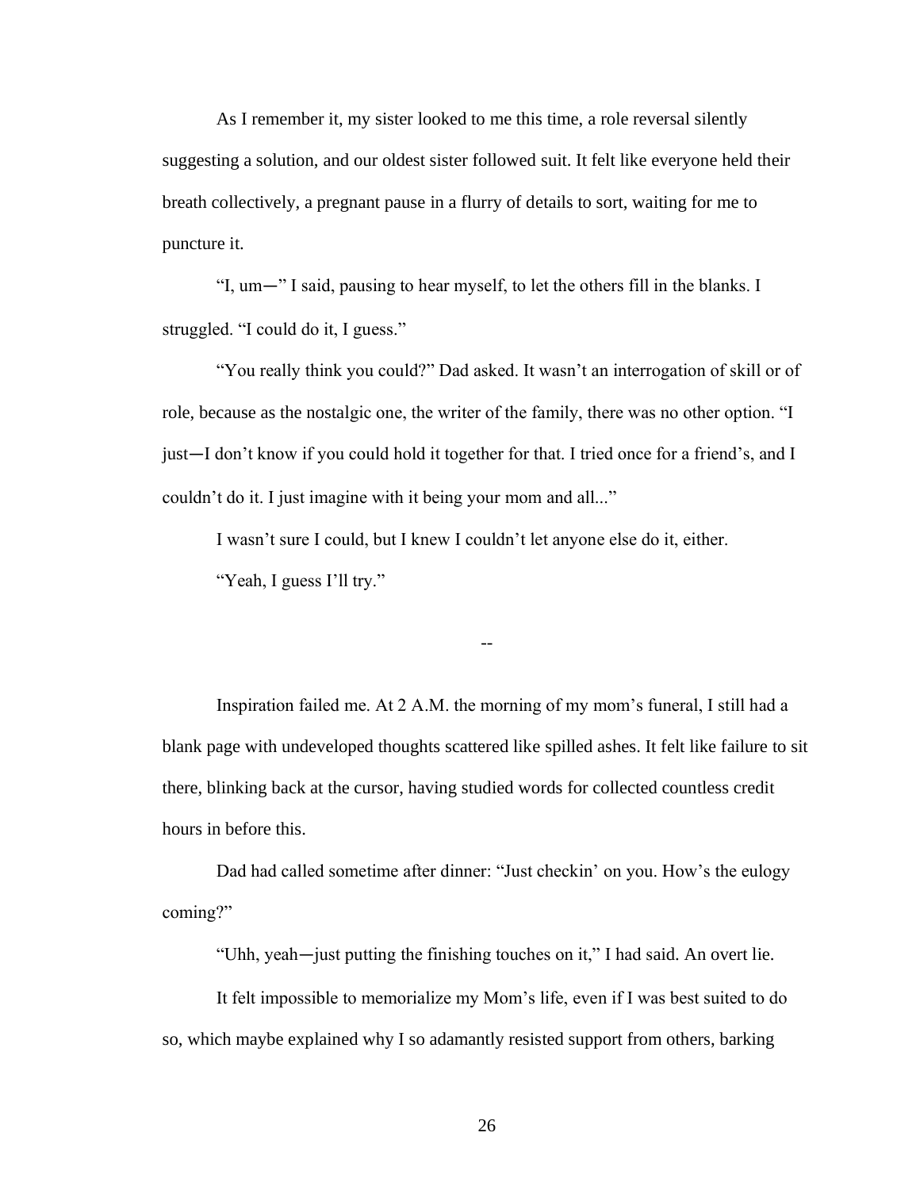As I remember it, my sister looked to me this time, a role reversal silently suggesting a solution, and our oldest sister followed suit. It felt like everyone held their breath collectively, a pregnant pause in a flurry of details to sort, waiting for me to puncture it.

"I, um—" I said, pausing to hear myself, to let the others fill in the blanks. I struggled. "I could do it, I guess."

"You really think you could?" Dad asked. It wasn't an interrogation of skill or of role, because as the nostalgic one, the writer of the family, there was no other option. "I just—I don't know if you could hold it together for that. I tried once for a friend's, and I couldn't do it. I just imagine with it being your mom and all..."

I wasn't sure I could, but I knew I couldn't let anyone else do it, either.

"Yeah, I guess I'll try."

--

Inspiration failed me. At 2 A.M. the morning of my mom's funeral, I still had a blank page with undeveloped thoughts scattered like spilled ashes. It felt like failure to sit there, blinking back at the cursor, having studied words for collected countless credit hours in before this.

Dad had called sometime after dinner: "Just checkin' on you. How's the eulogy coming?"

"Uhh, yeah—just putting the finishing touches on it," I had said. An overt lie.

It felt impossible to memorialize my Mom's life, even if I was best suited to do so, which maybe explained why I so adamantly resisted support from others, barking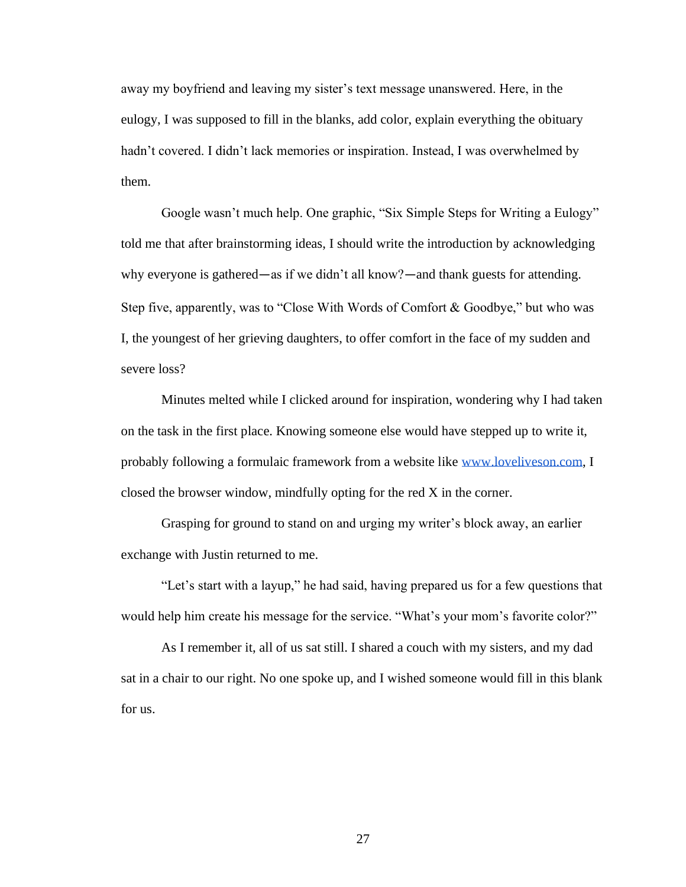away my boyfriend and leaving my sister's text message unanswered. Here, in the eulogy, I was supposed to fill in the blanks, add color, explain everything the obituary hadn't covered. I didn't lack memories or inspiration. Instead, I was overwhelmed by them.

Google wasn't much help. One graphic, "Six Simple Steps for Writing a Eulogy" told me that after brainstorming ideas, I should write the introduction by acknowledging why everyone is gathered—as if we didn't all know?—and thank guests for attending. Step five, apparently, was to "Close With Words of Comfort & Goodbye," but who was I, the youngest of her grieving daughters, to offer comfort in the face of my sudden and severe loss?

Minutes melted while I clicked around for inspiration, wondering why I had taken on the task in the first place. Knowing someone else would have stepped up to write it, probably following a formulaic framework from a website like [www.loveliveson.com](www.loveliveson.com), I closed the browser window, mindfully opting for the red X in the corner.

Grasping for ground to stand on and urging my writer's block away, an earlier exchange with Justin returned to me.

"Let's start with a layup," he had said, having prepared us for a few questions that would help him create his message for the service. "What's your mom's favorite color?"

As I remember it, all of us sat still. I shared a couch with my sisters, and my dad sat in a chair to our right. No one spoke up, and I wished someone would fill in this blank for us.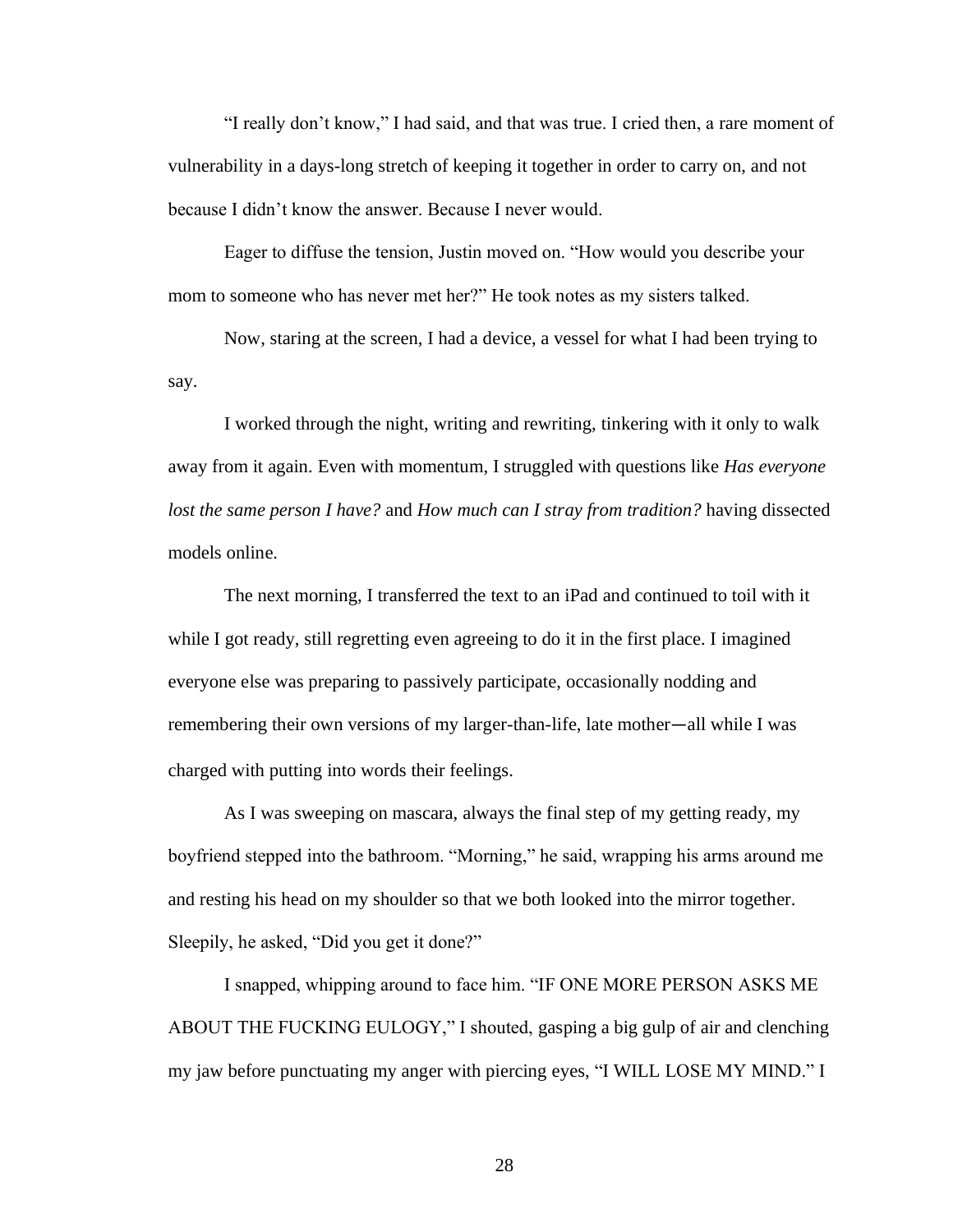"I really don't know," I had said, and that was true. I cried then, a rare moment of vulnerability in a days-long stretch of keeping it together in order to carry on, and not because I didn't know the answer. Because I never would.

Eager to diffuse the tension, Justin moved on. "How would you describe your mom to someone who has never met her?" He took notes as my sisters talked.

Now, staring at the screen, I had a device, a vessel for what I had been trying to say.

I worked through the night, writing and rewriting, tinkering with it only to walk away from it again. Even with momentum, I struggled with questions like *Has everyone lost the same person I have?* and *How much can I stray from tradition?* having dissected models online.

The next morning, I transferred the text to an iPad and continued to toil with it while I got ready, still regretting even agreeing to do it in the first place. I imagined everyone else was preparing to passively participate, occasionally nodding and remembering their own versions of my larger-than-life, late mother—all while I was charged with putting into words their feelings.

As I was sweeping on mascara, always the final step of my getting ready, my boyfriend stepped into the bathroom. "Morning," he said, wrapping his arms around me and resting his head on my shoulder so that we both looked into the mirror together. Sleepily, he asked, "Did you get it done?"

I snapped, whipping around to face him. "IF ONE MORE PERSON ASKS ME ABOUT THE FUCKING EULOGY," I shouted, gasping a big gulp of air and clenching my jaw before punctuating my anger with piercing eyes, "I WILL LOSE MY MIND." I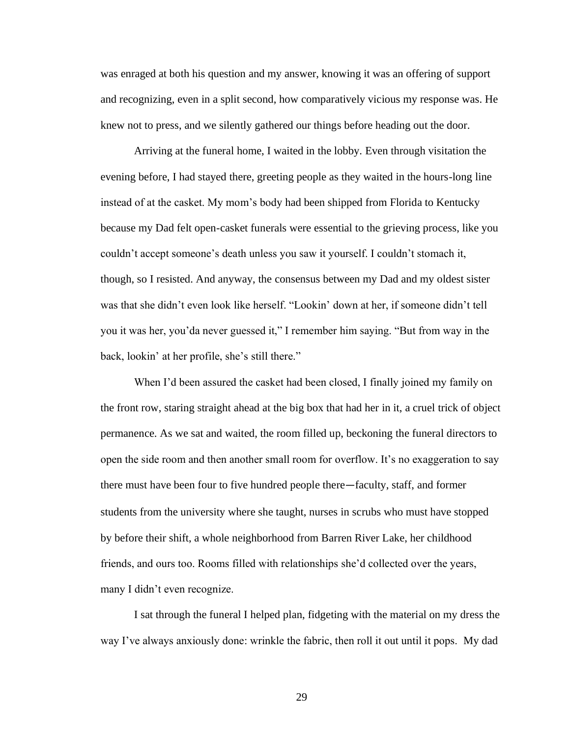was enraged at both his question and my answer, knowing it was an offering of support and recognizing, even in a split second, how comparatively vicious my response was. He knew not to press, and we silently gathered our things before heading out the door.

Arriving at the funeral home, I waited in the lobby. Even through visitation the evening before, I had stayed there, greeting people as they waited in the hours-long line instead of at the casket. My mom's body had been shipped from Florida to Kentucky because my Dad felt open-casket funerals were essential to the grieving process, like you couldn't accept someone's death unless you saw it yourself. I couldn't stomach it, though, so I resisted. And anyway, the consensus between my Dad and my oldest sister was that she didn't even look like herself. "Lookin' down at her, if someone didn't tell you it was her, you'da never guessed it," I remember him saying. "But from way in the back, lookin' at her profile, she's still there."

When I'd been assured the casket had been closed, I finally joined my family on the front row, staring straight ahead at the big box that had her in it, a cruel trick of object permanence. As we sat and waited, the room filled up, beckoning the funeral directors to open the side room and then another small room for overflow. It's no exaggeration to say there must have been four to five hundred people there—faculty, staff, and former students from the university where she taught, nurses in scrubs who must have stopped by before their shift, a whole neighborhood from Barren River Lake, her childhood friends, and ours too. Rooms filled with relationships she'd collected over the years, many I didn't even recognize.

I sat through the funeral I helped plan, fidgeting with the material on my dress the way I've always anxiously done: wrinkle the fabric, then roll it out until it pops. My dad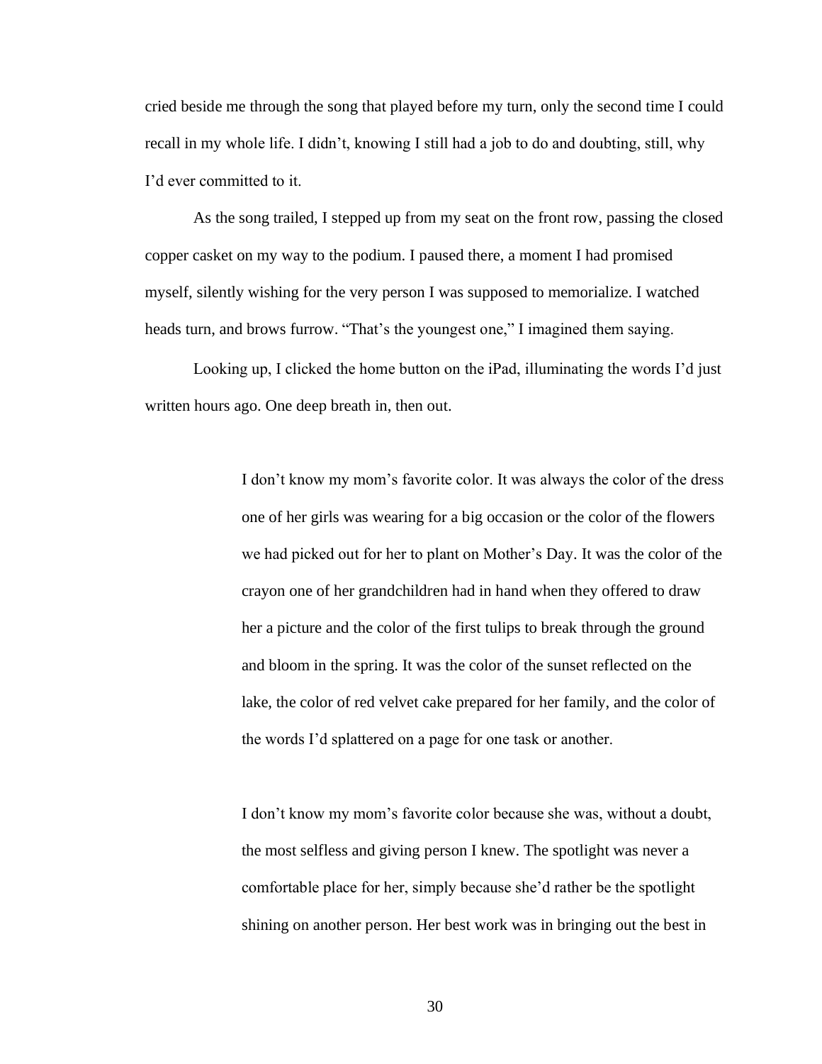cried beside me through the song that played before my turn, only the second time I could recall in my whole life. I didn't, knowing I still had a job to do and doubting, still, why I'd ever committed to it.

As the song trailed, I stepped up from my seat on the front row, passing the closed copper casket on my way to the podium. I paused there, a moment I had promised myself, silently wishing for the very person I was supposed to memorialize. I watched heads turn, and brows furrow. "That's the youngest one," I imagined them saying.

Looking up, I clicked the home button on the iPad, illuminating the words I'd just written hours ago. One deep breath in, then out.

> I don't know my mom's favorite color. It was always the color of the dress one of her girls was wearing for a big occasion or the color of the flowers we had picked out for her to plant on Mother's Day. It was the color of the crayon one of her grandchildren had in hand when they offered to draw her a picture and the color of the first tulips to break through the ground and bloom in the spring. It was the color of the sunset reflected on the lake, the color of red velvet cake prepared for her family, and the color of the words I'd splattered on a page for one task or another.
>
> I don't know my mom's favorite color because she was, without a doubt, the most selfless and giving person I knew. The spotlight was never a comfortable place for her, simply because she'd rather be the spotlight shining on another person. Her best work was in bringing out the best in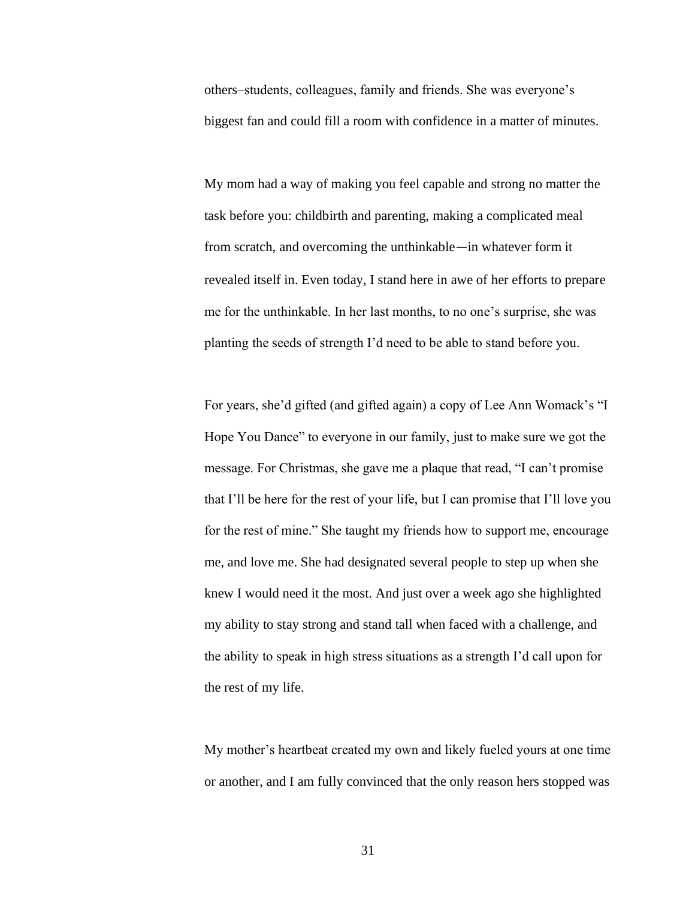others–students, colleagues, family and friends. She was everyone's biggest fan and could fill a room with confidence in a matter of minutes.

My mom had a way of making you feel capable and strong no matter the task before you: childbirth and parenting, making a complicated meal from scratch, and overcoming the unthinkable—in whatever form it revealed itself in. Even today, I stand here in awe of her efforts to prepare me for the unthinkable. In her last months, to no one's surprise, she was planting the seeds of strength I'd need to be able to stand before you.

For years, she'd gifted (and gifted again) a copy of Lee Ann Womack's "I Hope You Dance" to everyone in our family, just to make sure we got the message. For Christmas, she gave me a plaque that read, "I can't promise that I'll be here for the rest of your life, but I can promise that I'll love you for the rest of mine." She taught my friends how to support me, encourage me, and love me. She had designated several people to step up when she knew I would need it the most. And just over a week ago she highlighted my ability to stay strong and stand tall when faced with a challenge, and the ability to speak in high stress situations as a strength I'd call upon for the rest of my life.

My mother's heartbeat created my own and likely fueled yours at one time or another, and I am fully convinced that the only reason hers stopped was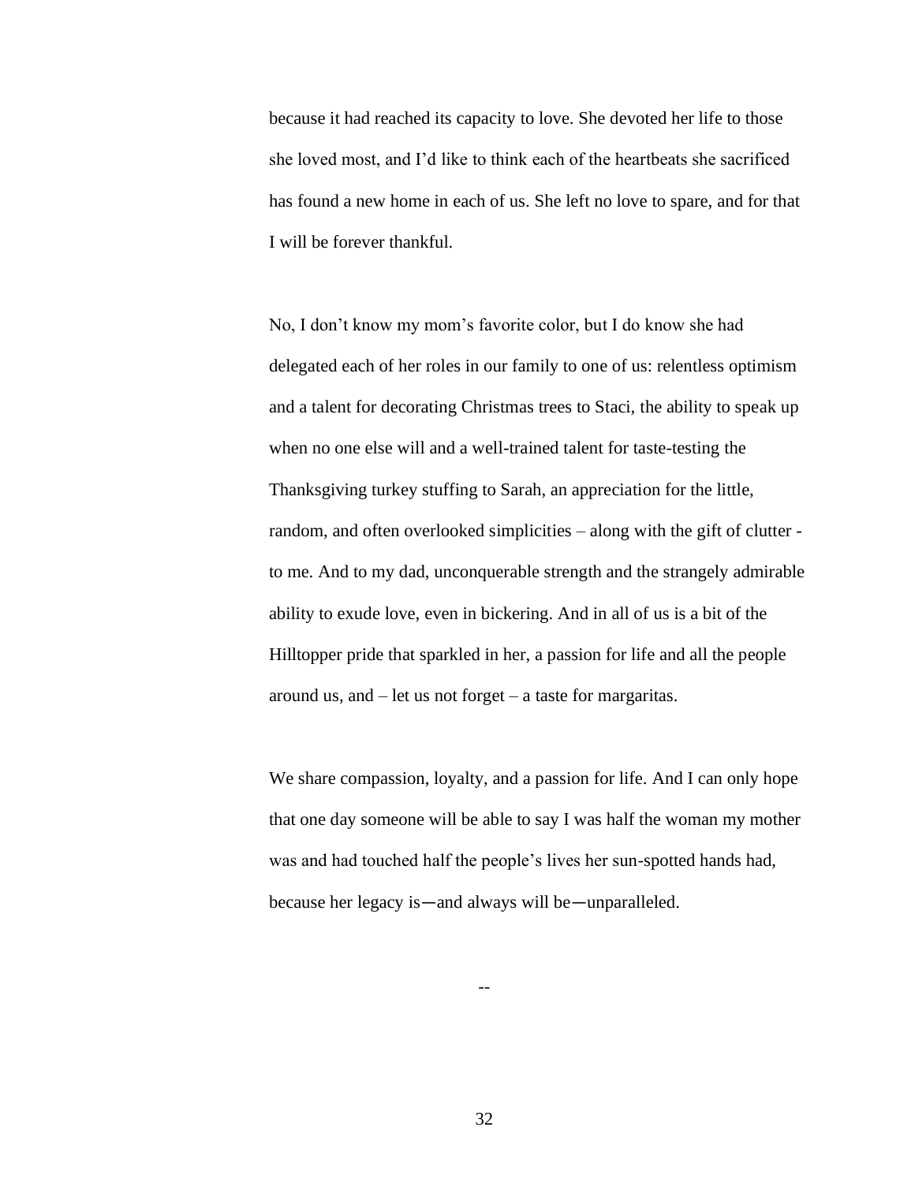because it had reached its capacity to love. She devoted her life to those she loved most, and I'd like to think each of the heartbeats she sacrificed has found a new home in each of us. She left no love to spare, and for that I will be forever thankful.

No, I don't know my mom's favorite color, but I do know she had delegated each of her roles in our family to one of us: relentless optimism and a talent for decorating Christmas trees to Staci, the ability to speak up when no one else will and a well-trained talent for taste-testing the Thanksgiving turkey stuffing to Sarah, an appreciation for the little, random, and often overlooked simplicities – along with the gift of clutter - to me. And to my dad, unconquerable strength and the strangely admirable ability to exude love, even in bickering. And in all of us is a bit of the Hilltopper pride that sparkled in her, a passion for life and all the people around us, and – let us not forget – a taste for margaritas.

We share compassion, loyalty, and a passion for life. And I can only hope that one day someone will be able to say I was half the woman my mother was and had touched half the people's lives her sun-spotted hands had, because her legacy is—and always will be—unparalleled.

--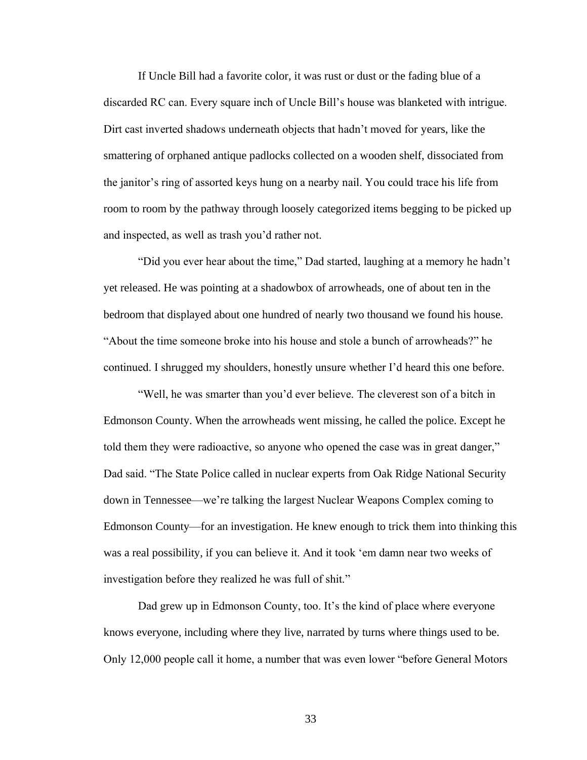If Uncle Bill had a favorite color, it was rust or dust or the fading blue of a discarded RC can. Every square inch of Uncle Bill's house was blanketed with intrigue. Dirt cast inverted shadows underneath objects that hadn't moved for years, like the smattering of orphaned antique padlocks collected on a wooden shelf, dissociated from the janitor's ring of assorted keys hung on a nearby nail. You could trace his life from room to room by the pathway through loosely categorized items begging to be picked up and inspected, as well as trash you'd rather not.

"Did you ever hear about the time," Dad started, laughing at a memory he hadn't yet released. He was pointing at a shadowbox of arrowheads, one of about ten in the bedroom that displayed about one hundred of nearly two thousand we found his house. "About the time someone broke into his house and stole a bunch of arrowheads?" he continued. I shrugged my shoulders, honestly unsure whether I'd heard this one before.

"Well, he was smarter than you'd ever believe. The cleverest son of a bitch in Edmonson County. When the arrowheads went missing, he called the police. Except he told them they were radioactive, so anyone who opened the case was in great danger," Dad said. "The State Police called in nuclear experts from Oak Ridge National Security down in Tennessee—we're talking the largest Nuclear Weapons Complex coming to Edmonson County—for an investigation. He knew enough to trick them into thinking this was a real possibility, if you can believe it. And it took 'em damn near two weeks of investigation before they realized he was full of shit."

Dad grew up in Edmonson County, too. It's the kind of place where everyone knows everyone, including where they live, narrated by turns where things used to be. Only 12,000 people call it home, a number that was even lower "before General Motors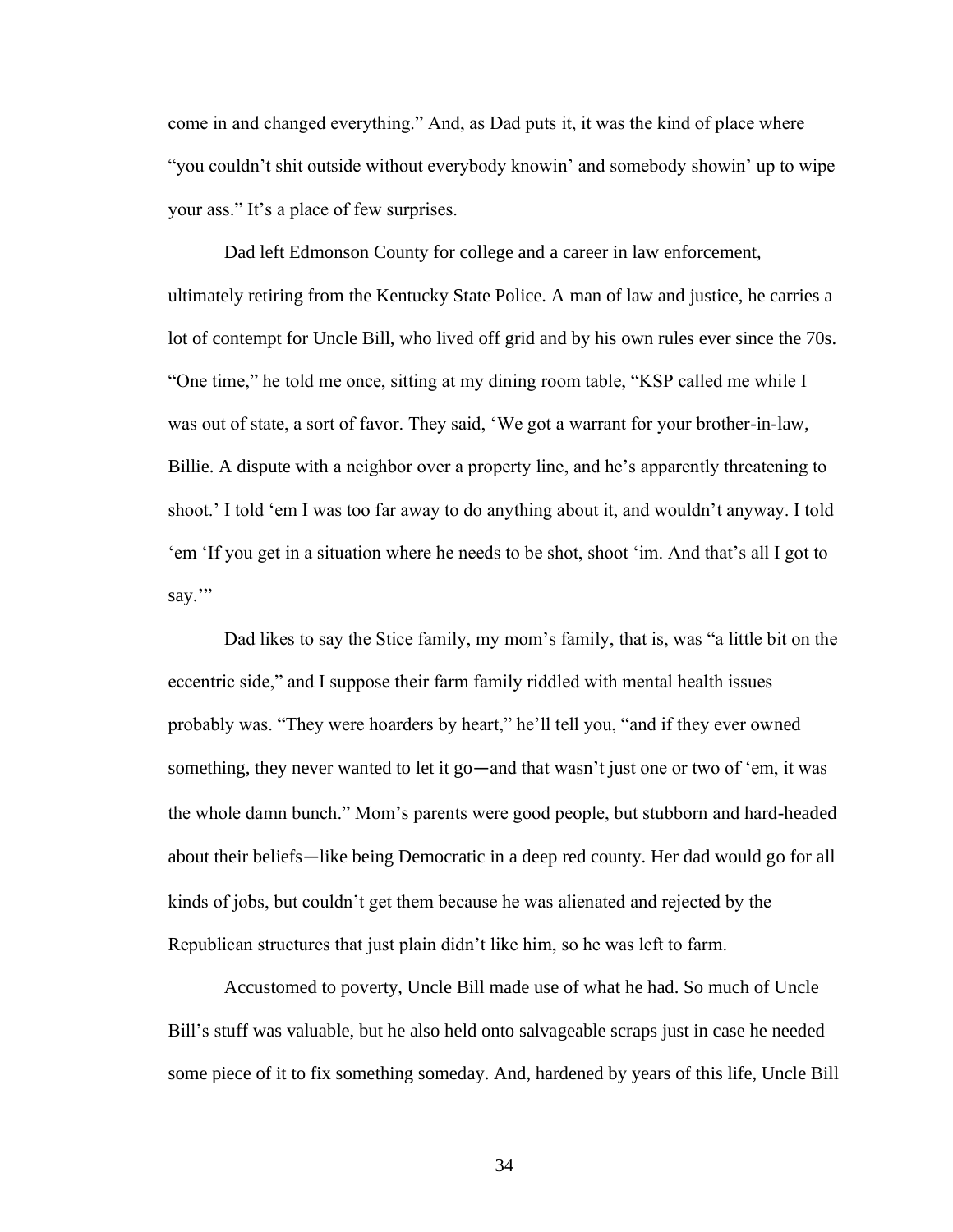come in and changed everything." And, as Dad puts it, it was the kind of place where "you couldn't shit outside without everybody knowin' and somebody showin' up to wipe your ass." It's a place of few surprises.

Dad left Edmonson County for college and a career in law enforcement, ultimately retiring from the Kentucky State Police. A man of law and justice, he carries a lot of contempt for Uncle Bill, who lived off grid and by his own rules ever since the 70s. "One time," he told me once, sitting at my dining room table, "KSP called me while I was out of state, a sort of favor. They said, 'We got a warrant for your brother-in-law, Billie. A dispute with a neighbor over a property line, and he's apparently threatening to shoot.' I told 'em I was too far away to do anything about it, and wouldn't anyway. I told 'em 'If you get in a situation where he needs to be shot, shoot 'im. And that's all I got to say.'"

Dad likes to say the Stice family, my mom's family, that is, was "a little bit on the eccentric side," and I suppose their farm family riddled with mental health issues probably was. "They were hoarders by heart," he'll tell you, "and if they ever owned something, they never wanted to let it go—and that wasn't just one or two of 'em, it was the whole damn bunch." Mom's parents were good people, but stubborn and hard-headed about their beliefs—like being Democratic in a deep red county. Her dad would go for all kinds of jobs, but couldn't get them because he was alienated and rejected by the Republican structures that just plain didn't like him, so he was left to farm.

Accustomed to poverty, Uncle Bill made use of what he had. So much of Uncle Bill's stuff was valuable, but he also held onto salvageable scraps just in case he needed some piece of it to fix something someday. And, hardened by years of this life, Uncle Bill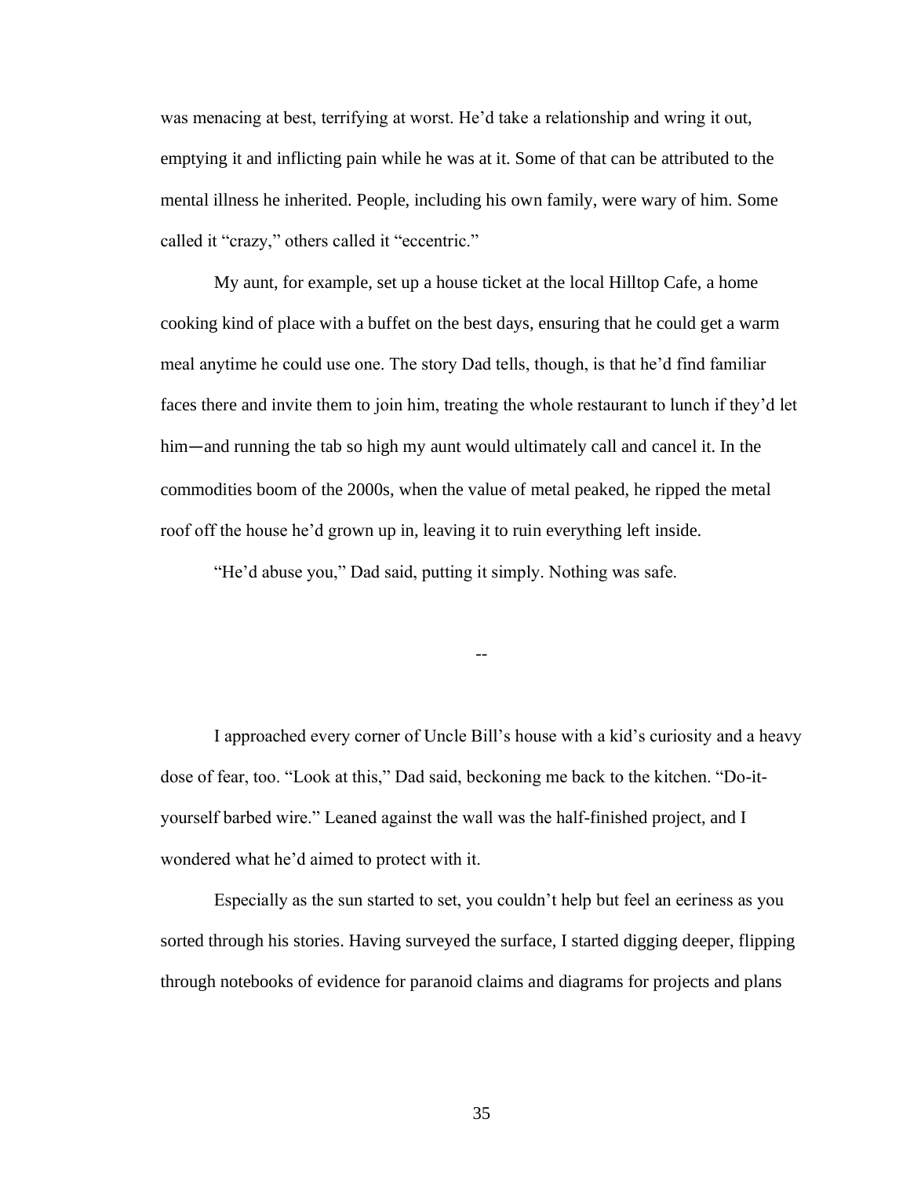was menacing at best, terrifying at worst. He'd take a relationship and wring it out, emptying it and inflicting pain while he was at it. Some of that can be attributed to the mental illness he inherited. People, including his own family, were wary of him. Some called it "crazy," others called it "eccentric."

My aunt, for example, set up a house ticket at the local Hilltop Cafe, a home cooking kind of place with a buffet on the best days, ensuring that he could get a warm meal anytime he could use one. The story Dad tells, though, is that he'd find familiar faces there and invite them to join him, treating the whole restaurant to lunch if they'd let him—and running the tab so high my aunt would ultimately call and cancel it. In the commodities boom of the 2000s, when the value of metal peaked, he ripped the metal roof off the house he'd grown up in, leaving it to ruin everything left inside.

"He'd abuse you," Dad said, putting it simply. Nothing was safe.

--

I approached every corner of Uncle Bill's house with a kid's curiosity and a heavy dose of fear, too. "Look at this," Dad said, beckoning me back to the kitchen. "Do-it-yourself barbed wire." Leaned against the wall was the half-finished project, and I wondered what he'd aimed to protect with it.

Especially as the sun started to set, you couldn't help but feel an eeriness as you sorted through his stories. Having surveyed the surface, I started digging deeper, flipping through notebooks of evidence for paranoid claims and diagrams for projects and plans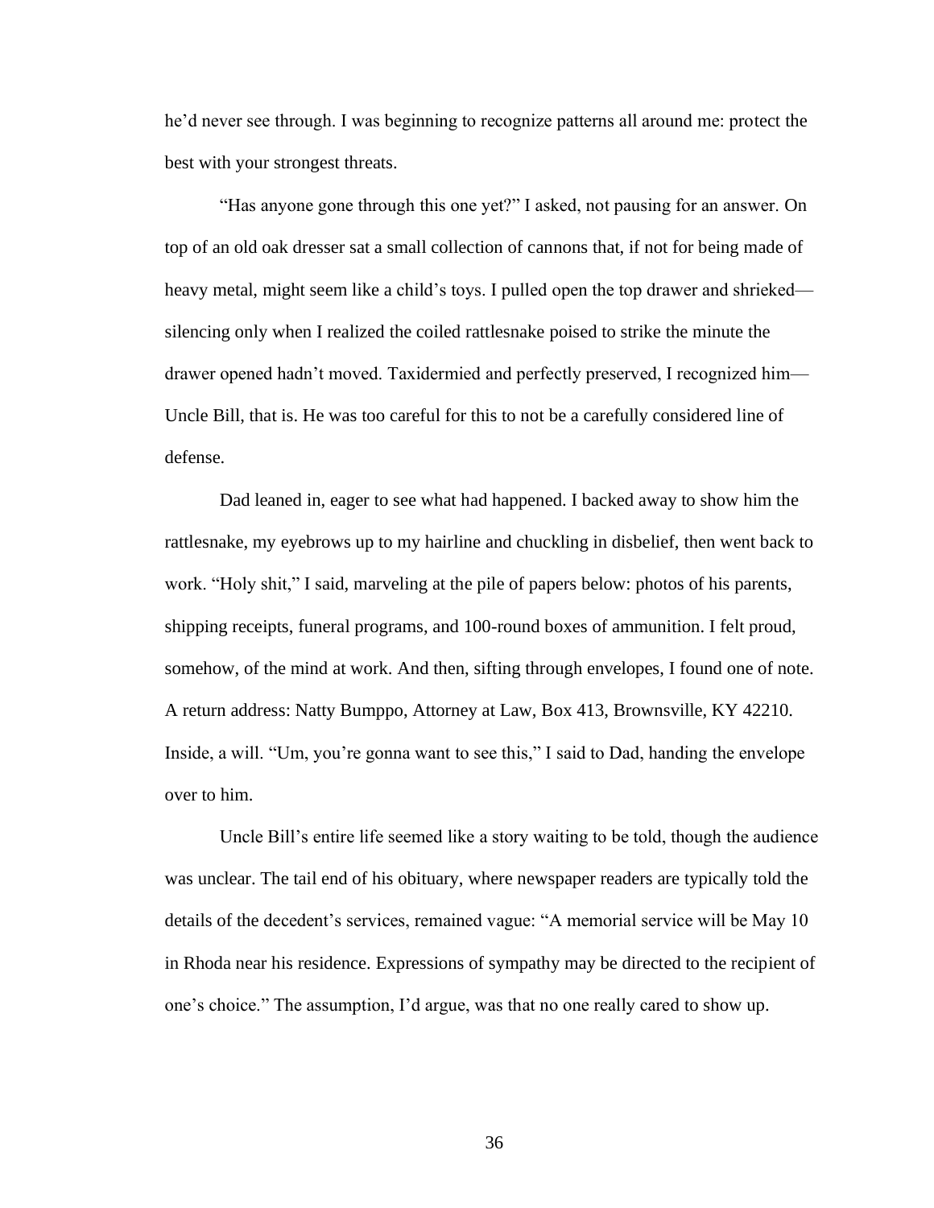he'd never see through. I was beginning to recognize patterns all around me: protect the best with your strongest threats.

"Has anyone gone through this one yet?" I asked, not pausing for an answer. On top of an old oak dresser sat a small collection of cannons that, if not for being made of heavy metal, might seem like a child's toys. I pulled open the top drawer and shrieked—silencing only when I realized the coiled rattlesnake poised to strike the minute the drawer opened hadn't moved. Taxidermied and perfectly preserved, I recognized him—Uncle Bill, that is. He was too careful for this to not be a carefully considered line of defense.

Dad leaned in, eager to see what had happened. I backed away to show him the rattlesnake, my eyebrows up to my hairline and chuckling in disbelief, then went back to work. "Holy shit," I said, marveling at the pile of papers below: photos of his parents, shipping receipts, funeral programs, and 100-round boxes of ammunition. I felt proud, somehow, of the mind at work. And then, sifting through envelopes, I found one of note. A return address: Natty Bumppo, Attorney at Law, Box 413, Brownsville, KY 42210. Inside, a will. "Um, you're gonna want to see this," I said to Dad, handing the envelope over to him.

Uncle Bill's entire life seemed like a story waiting to be told, though the audience was unclear. The tail end of his obituary, where newspaper readers are typically told the details of the decedent's services, remained vague: "A memorial service will be May 10 in Rhoda near his residence. Expressions of sympathy may be directed to the recipient of one's choice." The assumption, I'd argue, was that no one really cared to show up.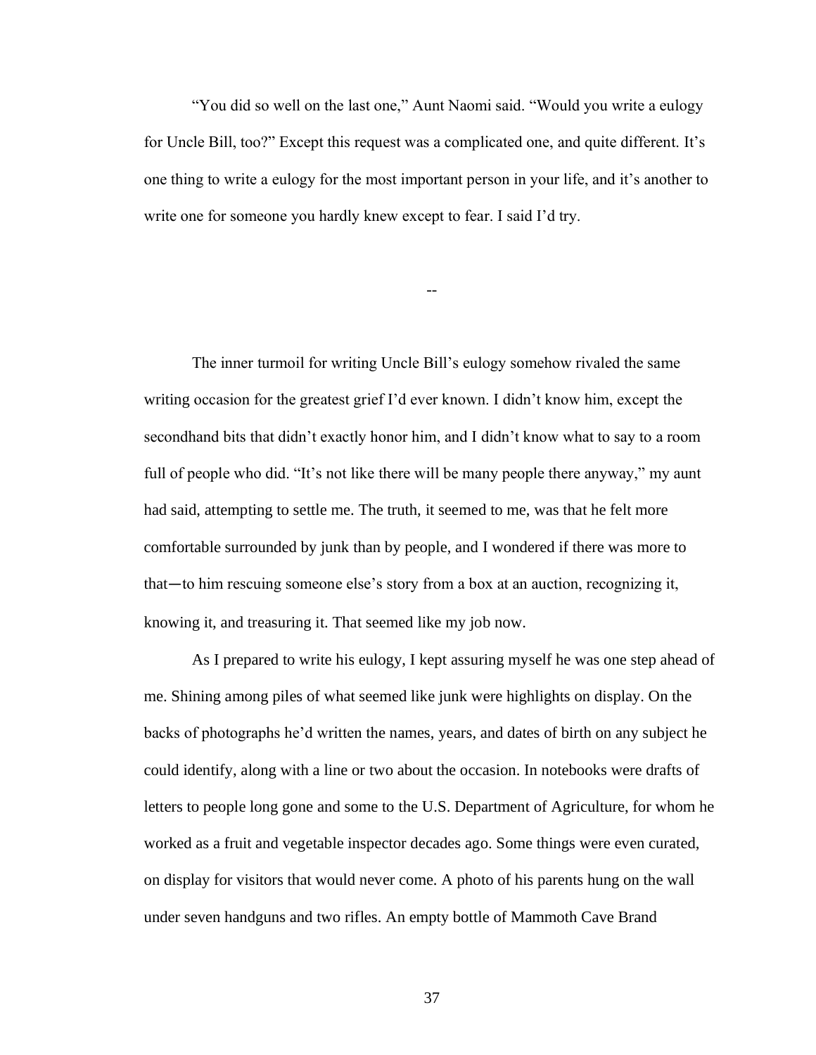"You did so well on the last one," Aunt Naomi said. "Would you write a eulogy for Uncle Bill, too?" Except this request was a complicated one, and quite different. It's one thing to write a eulogy for the most important person in your life, and it's another to write one for someone you hardly knew except to fear. I said I'd try.

--

The inner turmoil for writing Uncle Bill's eulogy somehow rivaled the same writing occasion for the greatest grief I'd ever known. I didn't know him, except the secondhand bits that didn't exactly honor him, and I didn't know what to say to a room full of people who did. "It's not like there will be many people there anyway," my aunt had said, attempting to settle me. The truth, it seemed to me, was that he felt more comfortable surrounded by junk than by people, and I wondered if there was more to that—to him rescuing someone else's story from a box at an auction, recognizing it, knowing it, and treasuring it. That seemed like my job now.

As I prepared to write his eulogy, I kept assuring myself he was one step ahead of me. Shining among piles of what seemed like junk were highlights on display. On the backs of photographs he'd written the names, years, and dates of birth on any subject he could identify, along with a line or two about the occasion. In notebooks were drafts of letters to people long gone and some to the U.S. Department of Agriculture, for whom he worked as a fruit and vegetable inspector decades ago. Some things were even curated, on display for visitors that would never come. A photo of his parents hung on the wall under seven handguns and two rifles. An empty bottle of Mammoth Cave Brand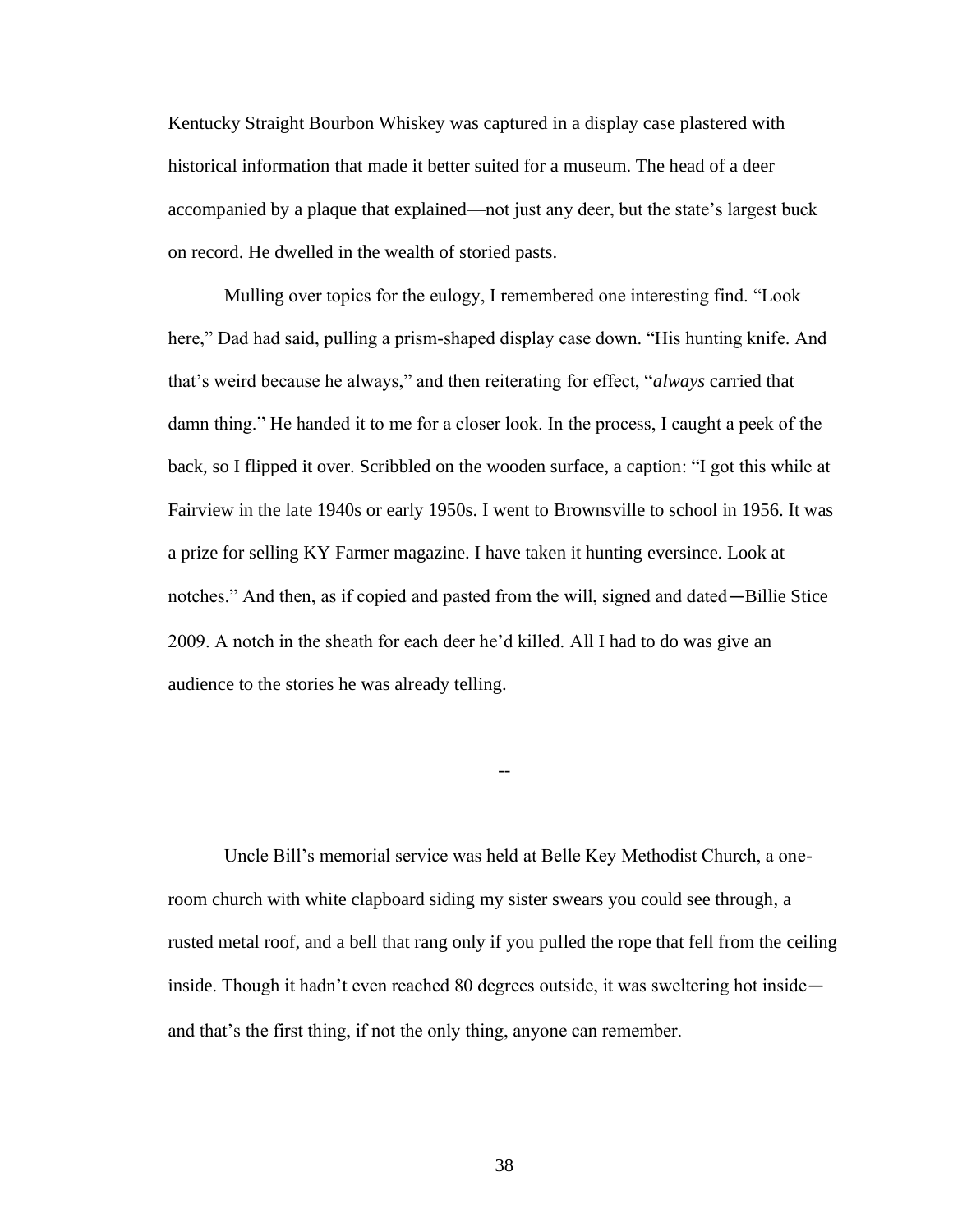Kentucky Straight Bourbon Whiskey was captured in a display case plastered with historical information that made it better suited for a museum. The head of a deer accompanied by a plaque that explained—not just any deer, but the state's largest buck on record. He dwelled in the wealth of storied pasts.

Mulling over topics for the eulogy, I remembered one interesting find. "Look here," Dad had said, pulling a prism-shaped display case down. "His hunting knife. And that's weird because he always," and then reiterating for effect, "*always* carried that damn thing." He handed it to me for a closer look. In the process, I caught a peek of the back, so I flipped it over. Scribbled on the wooden surface, a caption: "I got this while at Fairview in the late 1940s or early 1950s. I went to Brownsville to school in 1956. It was a prize for selling KY Farmer magazine. I have taken it hunting eversince. Look at notches." And then, as if copied and pasted from the will, signed and dated—Billie Stice 2009. A notch in the sheath for each deer he'd killed. All I had to do was give an audience to the stories he was already telling.

--

Uncle Bill's memorial service was held at Belle Key Methodist Church, a one-room church with white clapboard siding my sister swears you could see through, a rusted metal roof, and a bell that rang only if you pulled the rope that fell from the ceiling inside. Though it hadn't even reached 80 degrees outside, it was sweltering hot inside—and that's the first thing, if not the only thing, anyone can remember.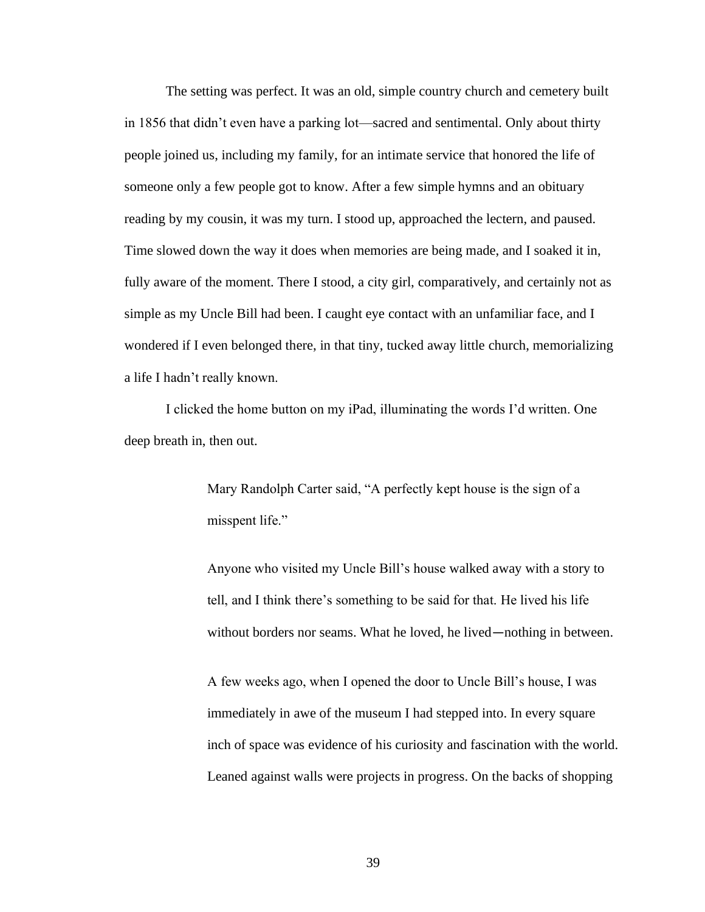The setting was perfect. It was an old, simple country church and cemetery built in 1856 that didn't even have a parking lot—sacred and sentimental. Only about thirty people joined us, including my family, for an intimate service that honored the life of someone only a few people got to know. After a few simple hymns and an obituary reading by my cousin, it was my turn. I stood up, approached the lectern, and paused. Time slowed down the way it does when memories are being made, and I soaked it in, fully aware of the moment. There I stood, a city girl, comparatively, and certainly not as simple as my Uncle Bill had been. I caught eye contact with an unfamiliar face, and I wondered if I even belonged there, in that tiny, tucked away little church, memorializing a life I hadn't really known.

I clicked the home button on my iPad, illuminating the words I'd written. One deep breath in, then out.

> Mary Randolph Carter said, "A perfectly kept house is the sign of a misspent life."
>
> Anyone who visited my Uncle Bill's house walked away with a story to tell, and I think there's something to be said for that. He lived his life without borders nor seams. What he loved, he lived—nothing in between.
>
> A few weeks ago, when I opened the door to Uncle Bill's house, I was immediately in awe of the museum I had stepped into. In every square inch of space was evidence of his curiosity and fascination with the world. Leaned against walls were projects in progress. On the backs of shopping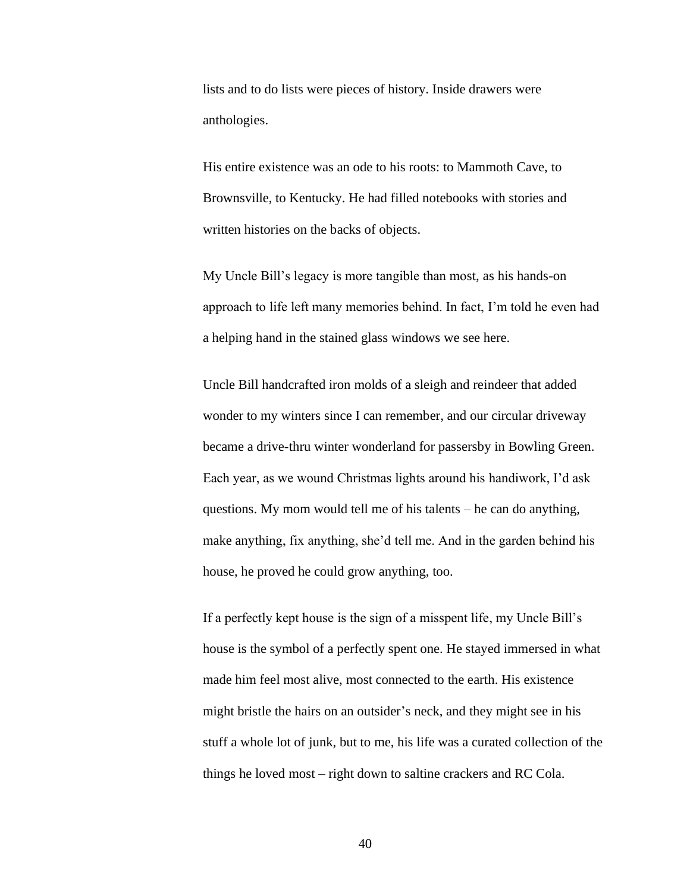lists and to do lists were pieces of history. Inside drawers were anthologies.

His entire existence was an ode to his roots: to Mammoth Cave, to Brownsville, to Kentucky. He had filled notebooks with stories and written histories on the backs of objects.

My Uncle Bill's legacy is more tangible than most, as his hands-on approach to life left many memories behind. In fact, I'm told he even had a helping hand in the stained glass windows we see here.

Uncle Bill handcrafted iron molds of a sleigh and reindeer that added wonder to my winters since I can remember, and our circular driveway became a drive-thru winter wonderland for passersby in Bowling Green. Each year, as we wound Christmas lights around his handiwork, I'd ask questions. My mom would tell me of his talents – he can do anything, make anything, fix anything, she'd tell me. And in the garden behind his house, he proved he could grow anything, too.

If a perfectly kept house is the sign of a misspent life, my Uncle Bill's house is the symbol of a perfectly spent one. He stayed immersed in what made him feel most alive, most connected to the earth. His existence might bristle the hairs on an outsider's neck, and they might see in his stuff a whole lot of junk, but to me, his life was a curated collection of the things he loved most – right down to saltine crackers and RC Cola.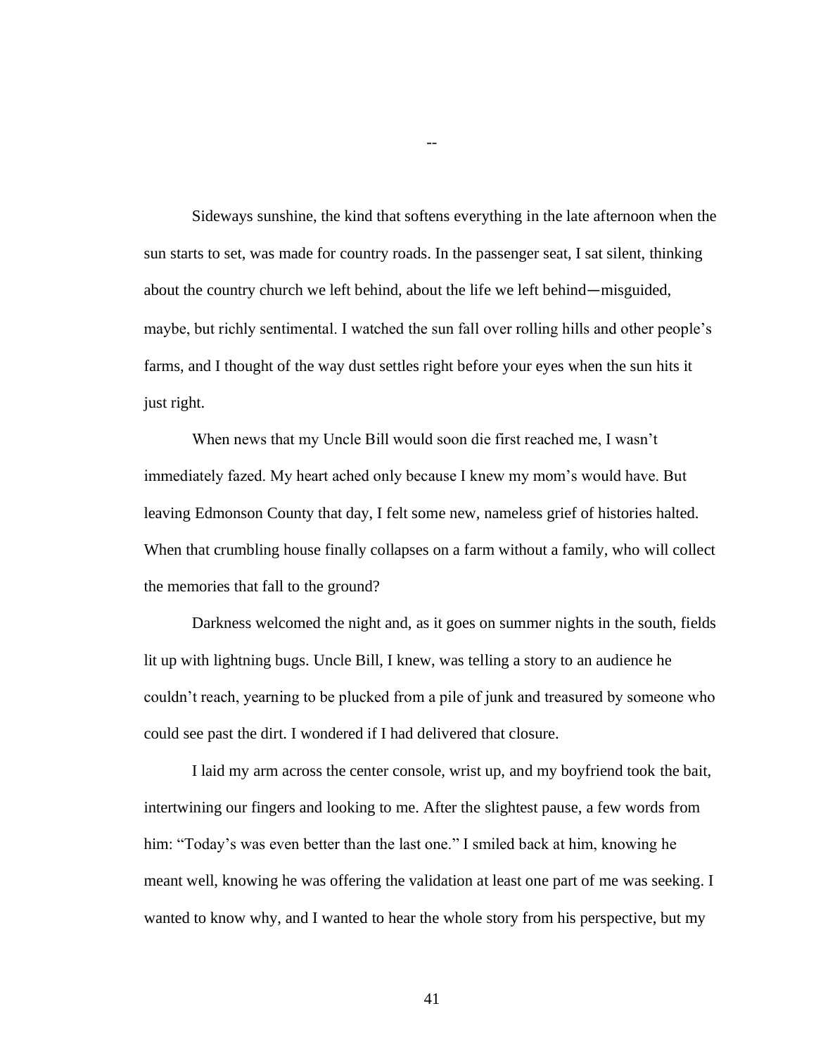--

Sideways sunshine, the kind that softens everything in the late afternoon when the sun starts to set, was made for country roads. In the passenger seat, I sat silent, thinking about the country church we left behind, about the life we left behind—misguided, maybe, but richly sentimental. I watched the sun fall over rolling hills and other people's farms, and I thought of the way dust settles right before your eyes when the sun hits it just right.

When news that my Uncle Bill would soon die first reached me, I wasn't immediately fazed. My heart ached only because I knew my mom's would have. But leaving Edmonson County that day, I felt some new, nameless grief of histories halted. When that crumbling house finally collapses on a farm without a family, who will collect the memories that fall to the ground?

Darkness welcomed the night and, as it goes on summer nights in the south, fields lit up with lightning bugs. Uncle Bill, I knew, was telling a story to an audience he couldn't reach, yearning to be plucked from a pile of junk and treasured by someone who could see past the dirt. I wondered if I had delivered that closure.

I laid my arm across the center console, wrist up, and my boyfriend took the bait, intertwining our fingers and looking to me. After the slightest pause, a few words from him: "Today's was even better than the last one." I smiled back at him, knowing he meant well, knowing he was offering the validation at least one part of me was seeking. I wanted to know why, and I wanted to hear the whole story from his perspective, but my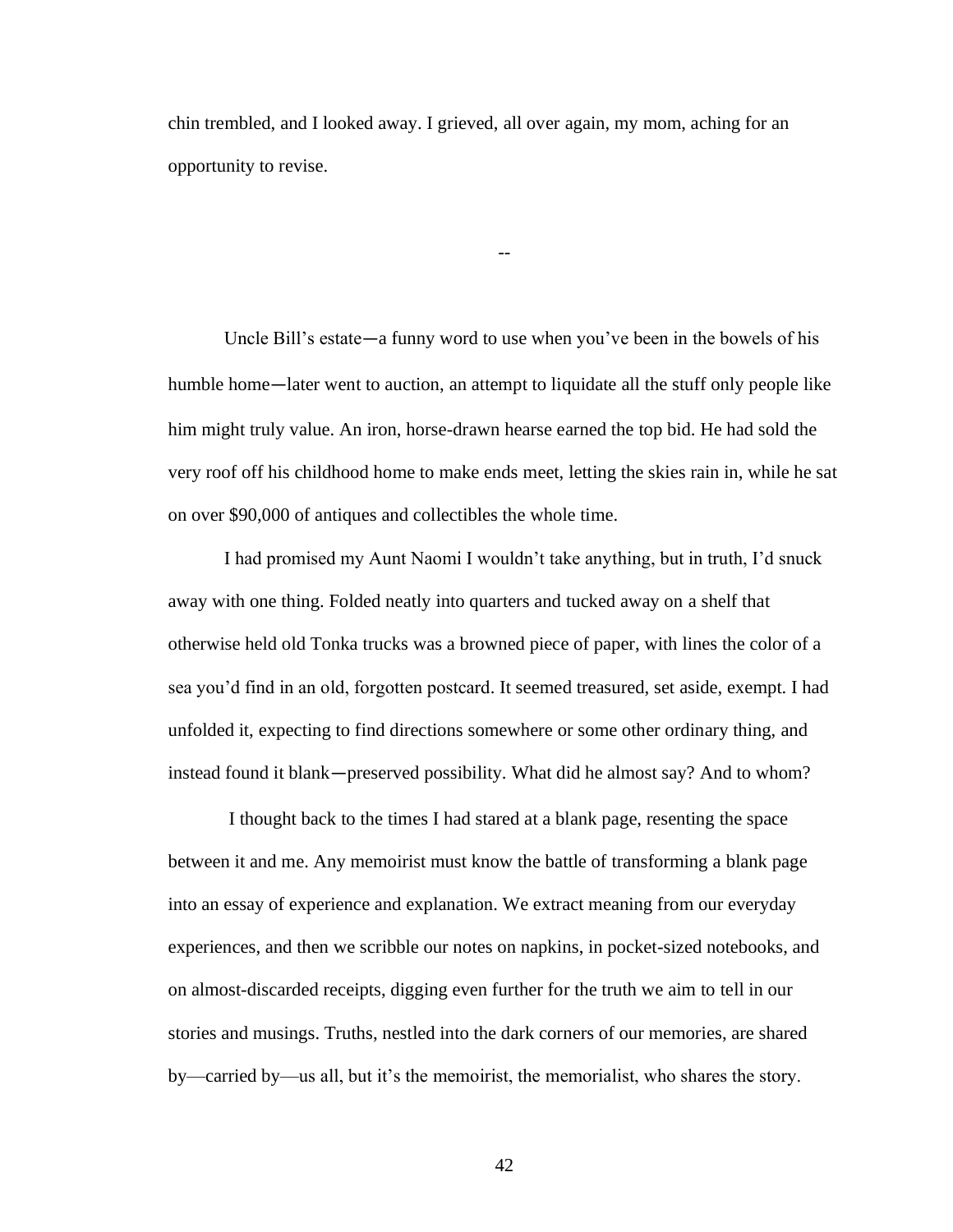chin trembled, and I looked away. I grieved, all over again, my mom, aching for an opportunity to revise.

--

Uncle Bill's estate—a funny word to use when you've been in the bowels of his humble home—later went to auction, an attempt to liquidate all the stuff only people like him might truly value. An iron, horse-drawn hearse earned the top bid. He had sold the very roof off his childhood home to make ends meet, letting the skies rain in, while he sat on over $90,000 of antiques and collectibles the whole time.

I had promised my Aunt Naomi I wouldn't take anything, but in truth, I'd snuck away with one thing. Folded neatly into quarters and tucked away on a shelf that otherwise held old Tonka trucks was a browned piece of paper, with lines the color of a sea you'd find in an old, forgotten postcard. It seemed treasured, set aside, exempt. I had unfolded it, expecting to find directions somewhere or some other ordinary thing, and instead found it blank—preserved possibility. What did he almost say? And to whom?

I thought back to the times I had stared at a blank page, resenting the space between it and me. Any memoirist must know the battle of transforming a blank page into an essay of experience and explanation. We extract meaning from our everyday experiences, and then we scribble our notes on napkins, in pocket-sized notebooks, and on almost-discarded receipts, digging even further for the truth we aim to tell in our stories and musings. Truths, nestled into the dark corners of our memories, are shared by—carried by—us all, but it's the memoirist, the memorialist, who shares the story.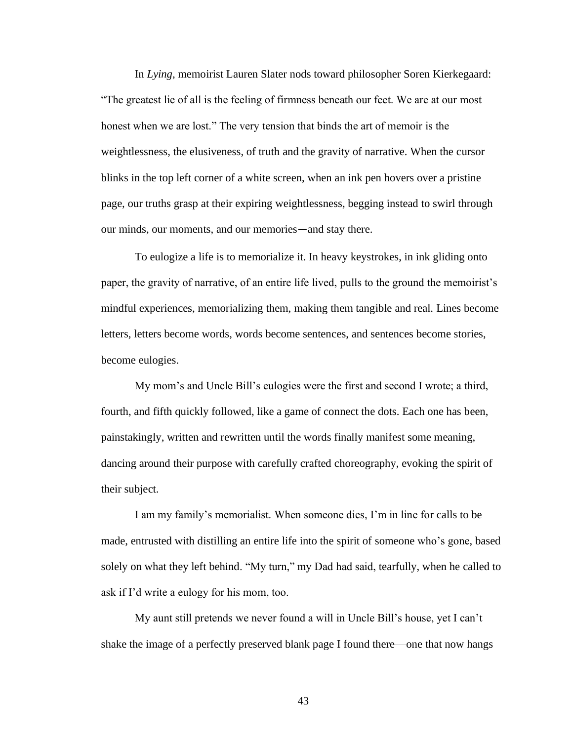In *Lying*, memoirist Lauren Slater nods toward philosopher Soren Kierkegaard: "The greatest lie of all is the feeling of firmness beneath our feet. We are at our most honest when we are lost." The very tension that binds the art of memoir is the weightlessness, the elusiveness, of truth and the gravity of narrative. When the cursor blinks in the top left corner of a white screen, when an ink pen hovers over a pristine page, our truths grasp at their expiring weightlessness, begging instead to swirl through our minds, our moments, and our memories—and stay there.

To eulogize a life is to memorialize it. In heavy keystrokes, in ink gliding onto paper, the gravity of narrative, of an entire life lived, pulls to the ground the memoirist's mindful experiences, memorializing them, making them tangible and real. Lines become letters, letters become words, words become sentences, and sentences become stories, become eulogies.

My mom's and Uncle Bill's eulogies were the first and second I wrote; a third, fourth, and fifth quickly followed, like a game of connect the dots. Each one has been, painstakingly, written and rewritten until the words finally manifest some meaning, dancing around their purpose with carefully crafted choreography, evoking the spirit of their subject.

I am my family's memorialist. When someone dies, I'm in line for calls to be made, entrusted with distilling an entire life into the spirit of someone who's gone, based solely on what they left behind. "My turn," my Dad had said, tearfully, when he called to ask if I'd write a eulogy for his mom, too.

My aunt still pretends we never found a will in Uncle Bill's house, yet I can't shake the image of a perfectly preserved blank page I found there—one that now hangs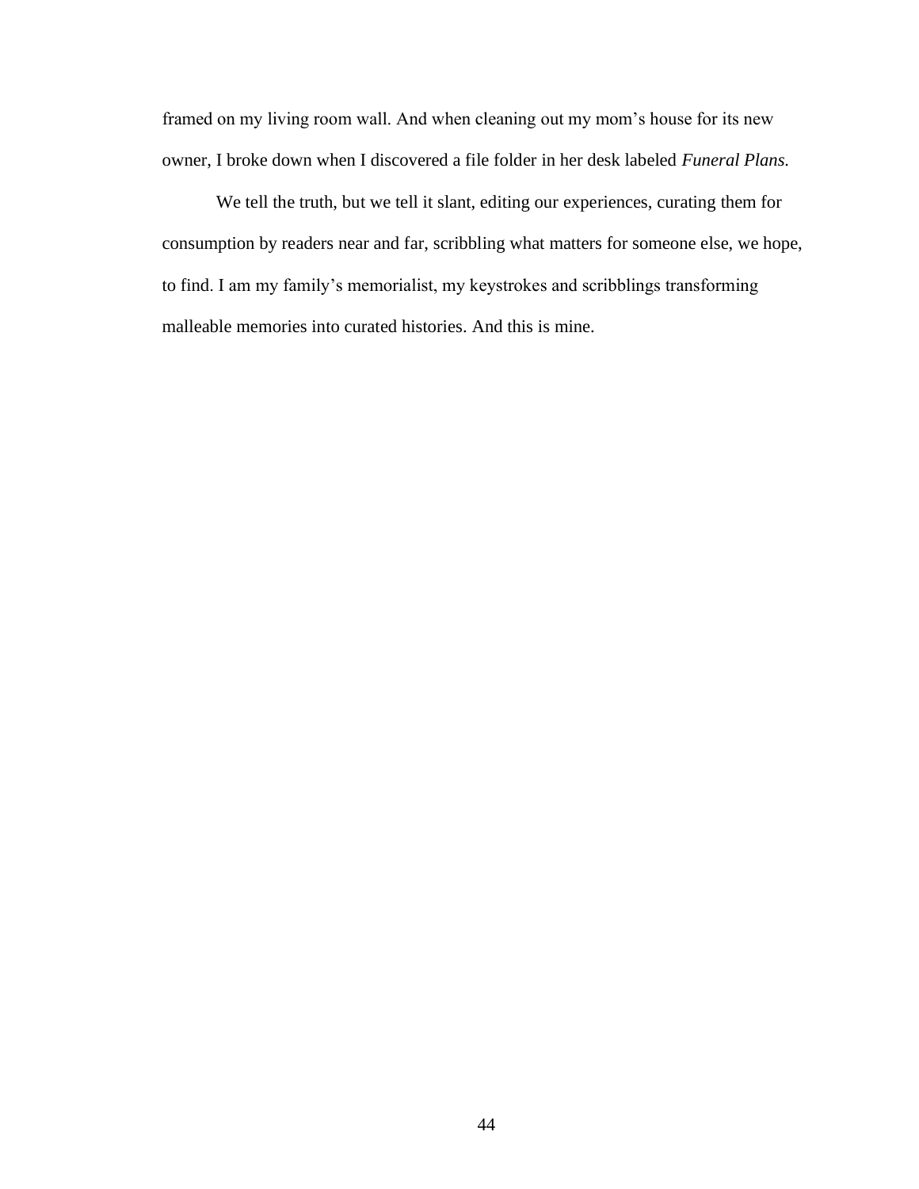framed on my living room wall. And when cleaning out my mom's house for its new owner, I broke down when I discovered a file folder in her desk labeled *Funeral Plans.*

We tell the truth, but we tell it slant, editing our experiences, curating them for consumption by readers near and far, scribbling what matters for someone else, we hope, to find. I am my family's memorialist, my keystrokes and scribblings transforming malleable memories into curated histories. And this is mine.